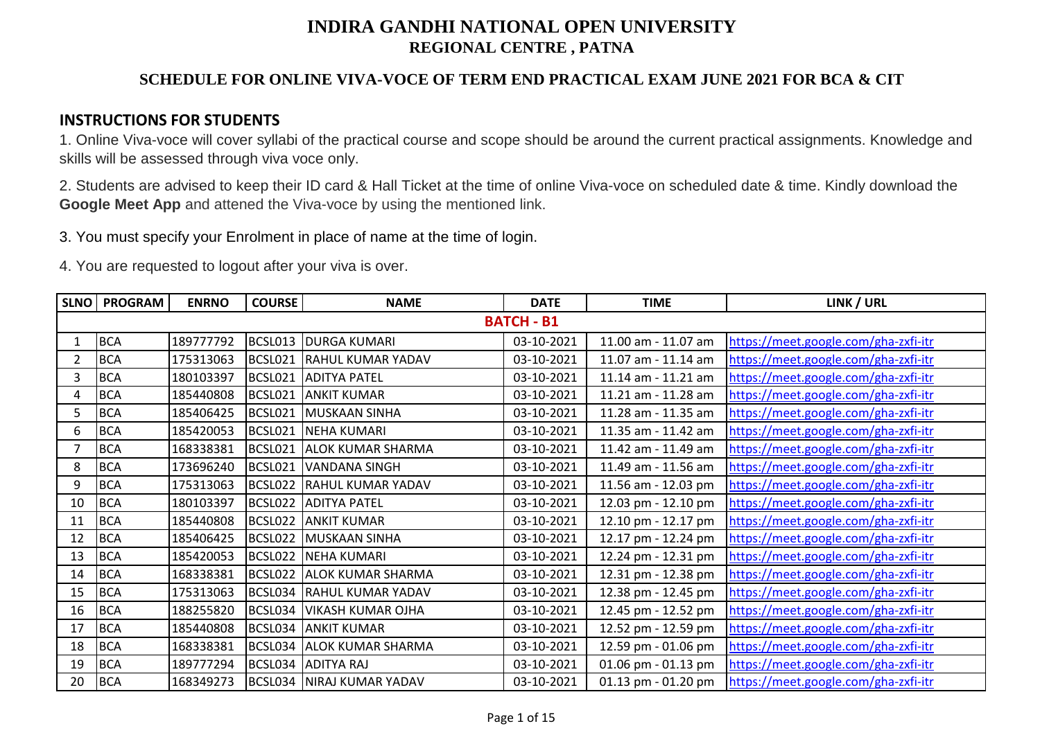# INDIRA GANDHI NATIONAL OPEN UNIVERSITY
## REGIONAL CENTRE , PATNA

### SCHEDULE FOR ONLINE VIVA-VOCE OF TERM END PRACTICAL EXAM JUNE 2021 FOR BCA & CIT

## INSTRUCTIONS FOR STUDENTS

1. Online Viva-voce will cover syllabi of the practical course and scope should be around the current practical assignments. Knowledge and skills will be assessed through viva voce only.

2. Students are advised to keep their ID card & Hall Ticket at the time of online Viva-voce on scheduled date & time. Kindly download the **Google Meet App** and attened the Viva-voce by using the mentioned link.

3. You must specify your Enrolment in place of name at the time of login.

4. You are requested to logout after your viva is over.

| SLNO | PROGRAM | ENRNO | COURSE | NAME | DATE | TIME | LINK / URL |
|---|---|---|---|---|---|---|---|
| **BATCH - B1** | | | | | | | |
| 1 | BCA | 189777792 | BCSL013 | DURGA KUMARI | 03-10-2021 | 11.00 am - 11.07 am | https://meet.google.com/gha-zxfi-itr |
| 2 | BCA | 175313063 | BCSL021 | RAHUL KUMAR YADAV | 03-10-2021 | 11.07 am - 11.14 am | https://meet.google.com/gha-zxfi-itr |
| 3 | BCA | 180103397 | BCSL021 | ADITYA PATEL | 03-10-2021 | 11.14 am - 11.21 am | https://meet.google.com/gha-zxfi-itr |
| 4 | BCA | 185440808 | BCSL021 | ANKIT KUMAR | 03-10-2021 | 11.21 am - 11.28 am | https://meet.google.com/gha-zxfi-itr |
| 5 | BCA | 185406425 | BCSL021 | MUSKAAN SINHA | 03-10-2021 | 11.28 am - 11.35 am | https://meet.google.com/gha-zxfi-itr |
| 6 | BCA | 185420053 | BCSL021 | NEHA KUMARI | 03-10-2021 | 11.35 am - 11.42 am | https://meet.google.com/gha-zxfi-itr |
| 7 | BCA | 168338381 | BCSL021 | ALOK KUMAR SHARMA | 03-10-2021 | 11.42 am - 11.49 am | https://meet.google.com/gha-zxfi-itr |
| 8 | BCA | 173696240 | BCSL021 | VANDANA SINGH | 03-10-2021 | 11.49 am - 11.56 am | https://meet.google.com/gha-zxfi-itr |
| 9 | BCA | 175313063 | BCSL022 | RAHUL KUMAR YADAV | 03-10-2021 | 11.56 am - 12.03 pm | https://meet.google.com/gha-zxfi-itr |
| 10 | BCA | 180103397 | BCSL022 | ADITYA PATEL | 03-10-2021 | 12.03 pm - 12.10 pm | https://meet.google.com/gha-zxfi-itr |
| 11 | BCA | 185440808 | BCSL022 | ANKIT KUMAR | 03-10-2021 | 12.10 pm - 12.17 pm | https://meet.google.com/gha-zxfi-itr |
| 12 | BCA | 185406425 | BCSL022 | MUSKAAN SINHA | 03-10-2021 | 12.17 pm - 12.24 pm | https://meet.google.com/gha-zxfi-itr |
| 13 | BCA | 185420053 | BCSL022 | NEHA KUMARI | 03-10-2021 | 12.24 pm - 12.31 pm | https://meet.google.com/gha-zxfi-itr |
| 14 | BCA | 168338381 | BCSL022 | ALOK KUMAR SHARMA | 03-10-2021 | 12.31 pm - 12.38 pm | https://meet.google.com/gha-zxfi-itr |
| 15 | BCA | 175313063 | BCSL034 | RAHUL KUMAR YADAV | 03-10-2021 | 12.38 pm - 12.45 pm | https://meet.google.com/gha-zxfi-itr |
| 16 | BCA | 188255820 | BCSL034 | VIKASH KUMAR OJHA | 03-10-2021 | 12.45 pm - 12.52 pm | https://meet.google.com/gha-zxfi-itr |
| 17 | BCA | 185440808 | BCSL034 | ANKIT KUMAR | 03-10-2021 | 12.52 pm - 12.59 pm | https://meet.google.com/gha-zxfi-itr |
| 18 | BCA | 168338381 | BCSL034 | ALOK KUMAR SHARMA | 03-10-2021 | 12.59 pm - 01.06 pm | https://meet.google.com/gha-zxfi-itr |
| 19 | BCA | 189777294 | BCSL034 | ADITYA RAJ | 03-10-2021 | 01.06 pm - 01.13 pm | https://meet.google.com/gha-zxfi-itr |
| 20 | BCA | 168349273 | BCSL034 | NIRAJ KUMAR YADAV | 03-10-2021 | 01.13 pm - 01.20 pm | https://meet.google.com/gha-zxfi-itr |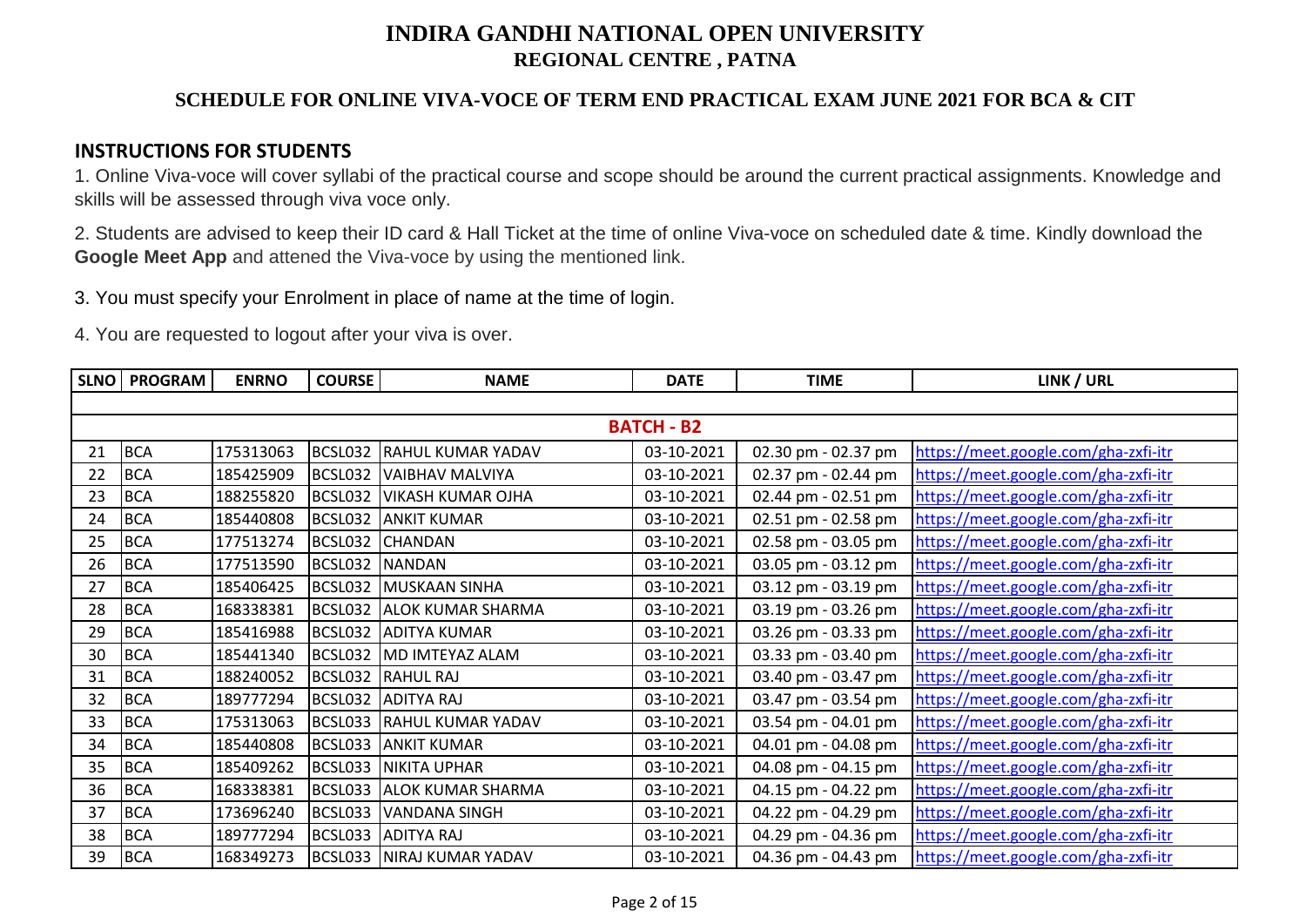# INDIRA GANDHI NATIONAL OPEN UNIVERSITY
## REGIONAL CENTRE , PATNA

### SCHEDULE FOR ONLINE VIVA-VOCE OF TERM END PRACTICAL EXAM JUNE 2021 FOR BCA & CIT

## INSTRUCTIONS FOR STUDENTS

1. Online Viva-voce will cover syllabi of the practical course and scope should be around the current practical assignments. Knowledge and skills will be assessed through viva voce only.

2. Students are advised to keep their ID card & Hall Ticket at the time of online Viva-voce on scheduled date & time. Kindly download the **Google Meet App** and attened the Viva-voce by using the mentioned link.

3. You must specify your Enrolment in place of name at the time of login.

4. You are requested to logout after your viva is over.

| SLNO | PROGRAM | ENRNO | COURSE | NAME | DATE | TIME | LINK / URL |
|---|---|---|---|---|---|---|---|
| | | | | | | | |
| | | | | **BATCH - B2** | | | |
| 21 | BCA | 175313063 | BCSL032 | RAHUL KUMAR YADAV | 03-10-2021 | 02.30 pm - 02.37 pm | https://meet.google.com/gha-zxfi-itr |
| 22 | BCA | 185425909 | BCSL032 | VAIBHAV MALVIYA | 03-10-2021 | 02.37 pm - 02.44 pm | https://meet.google.com/gha-zxfi-itr |
| 23 | BCA | 188255820 | BCSL032 | VIKASH KUMAR OJHA | 03-10-2021 | 02.44 pm - 02.51 pm | https://meet.google.com/gha-zxfi-itr |
| 24 | BCA | 185440808 | BCSL032 | ANKIT KUMAR | 03-10-2021 | 02.51 pm - 02.58 pm | https://meet.google.com/gha-zxfi-itr |
| 25 | BCA | 177513274 | BCSL032 | CHANDAN | 03-10-2021 | 02.58 pm - 03.05 pm | https://meet.google.com/gha-zxfi-itr |
| 26 | BCA | 177513590 | BCSL032 | NANDAN | 03-10-2021 | 03.05 pm - 03.12 pm | https://meet.google.com/gha-zxfi-itr |
| 27 | BCA | 185406425 | BCSL032 | MUSKAAN SINHA | 03-10-2021 | 03.12 pm - 03.19 pm | https://meet.google.com/gha-zxfi-itr |
| 28 | BCA | 168338381 | BCSL032 | ALOK KUMAR SHARMA | 03-10-2021 | 03.19 pm - 03.26 pm | https://meet.google.com/gha-zxfi-itr |
| 29 | BCA | 185416988 | BCSL032 | ADITYA KUMAR | 03-10-2021 | 03.26 pm - 03.33 pm | https://meet.google.com/gha-zxfi-itr |
| 30 | BCA | 185441340 | BCSL032 | MD IMTEYAZ ALAM | 03-10-2021 | 03.33 pm - 03.40 pm | https://meet.google.com/gha-zxfi-itr |
| 31 | BCA | 188240052 | BCSL032 | RAHUL RAJ | 03-10-2021 | 03.40 pm - 03.47 pm | https://meet.google.com/gha-zxfi-itr |
| 32 | BCA | 189777294 | BCSL032 | ADITYA RAJ | 03-10-2021 | 03.47 pm - 03.54 pm | https://meet.google.com/gha-zxfi-itr |
| 33 | BCA | 175313063 | BCSL033 | RAHUL KUMAR YADAV | 03-10-2021 | 03.54 pm - 04.01 pm | https://meet.google.com/gha-zxfi-itr |
| 34 | BCA | 185440808 | BCSL033 | ANKIT KUMAR | 03-10-2021 | 04.01 pm - 04.08 pm | https://meet.google.com/gha-zxfi-itr |
| 35 | BCA | 185409262 | BCSL033 | NIKITA UPHAR | 03-10-2021 | 04.08 pm - 04.15 pm | https://meet.google.com/gha-zxfi-itr |
| 36 | BCA | 168338381 | BCSL033 | ALOK KUMAR SHARMA | 03-10-2021 | 04.15 pm - 04.22 pm | https://meet.google.com/gha-zxfi-itr |
| 37 | BCA | 173696240 | BCSL033 | VANDANA SINGH | 03-10-2021 | 04.22 pm - 04.29 pm | https://meet.google.com/gha-zxfi-itr |
| 38 | BCA | 189777294 | BCSL033 | ADITYA RAJ | 03-10-2021 | 04.29 pm - 04.36 pm | https://meet.google.com/gha-zxfi-itr |
| 39 | BCA | 168349273 | BCSL033 | NIRAJ KUMAR YADAV | 03-10-2021 | 04.36 pm - 04.43 pm | https://meet.google.com/gha-zxfi-itr |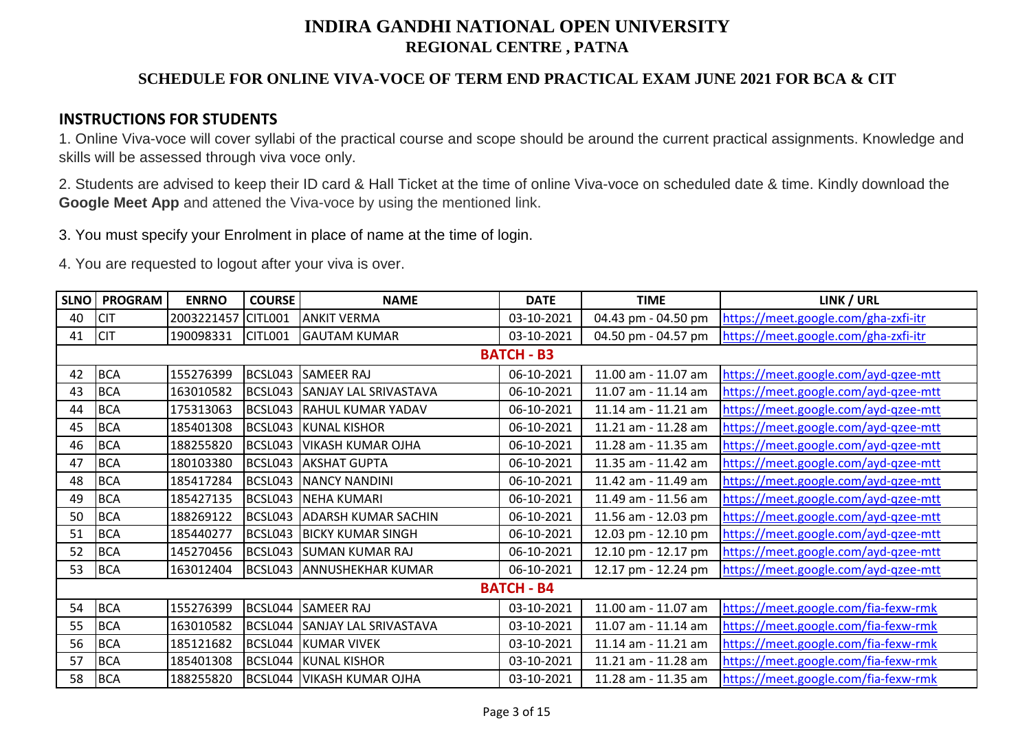# INDIRA GANDHI NATIONAL OPEN UNIVERSITY

## REGIONAL CENTRE , PATNA

### SCHEDULE FOR ONLINE VIVA-VOCE OF TERM END PRACTICAL EXAM JUNE 2021 FOR BCA & CIT

### INSTRUCTIONS FOR STUDENTS

1. Online Viva-voce will cover syllabi of the practical course and scope should be around the current practical assignments. Knowledge and skills will be assessed through viva voce only.

2. Students are advised to keep their ID card & Hall Ticket at the time of online Viva-voce on scheduled date & time. Kindly download the **Google Meet App** and attened the Viva-voce by using the mentioned link.

3. You must specify your Enrolment in place of name at the time of login.

4. You are requested to logout after your viva is over.

| SLNO | PROGRAM | ENRNO | COURSE | NAME | DATE | TIME | LINK / URL |
|---|---|---|---|---|---|---|---|
| 40 | CIT | 2003221457 | CITL001 | ANKIT VERMA | 03-10-2021 | 04.43 pm - 04.50 pm | https://meet.google.com/gha-zxfi-itr |
| 41 | CIT | 190098331 | CITL001 | GAUTAM KUMAR | 03-10-2021 | 04.50 pm - 04.57 pm | https://meet.google.com/gha-zxfi-itr |
| | | | | **BATCH - B3** | | | |
| 42 | BCA | 155276399 | BCSL043 | SAMEER RAJ | 06-10-2021 | 11.00 am - 11.07 am | https://meet.google.com/ayd-qzee-mtt |
| 43 | BCA | 163010582 | BCSL043 | SANJAY LAL SRIVASTAVA | 06-10-2021 | 11.07 am - 11.14 am | https://meet.google.com/ayd-qzee-mtt |
| 44 | BCA | 175313063 | BCSL043 | RAHUL KUMAR YADAV | 06-10-2021 | 11.14 am - 11.21 am | https://meet.google.com/ayd-qzee-mtt |
| 45 | BCA | 185401308 | BCSL043 | KUNAL KISHOR | 06-10-2021 | 11.21 am - 11.28 am | https://meet.google.com/ayd-qzee-mtt |
| 46 | BCA | 188255820 | BCSL043 | VIKASH KUMAR OJHA | 06-10-2021 | 11.28 am - 11.35 am | https://meet.google.com/ayd-qzee-mtt |
| 47 | BCA | 180103380 | BCSL043 | AKSHAT GUPTA | 06-10-2021 | 11.35 am - 11.42 am | https://meet.google.com/ayd-qzee-mtt |
| 48 | BCA | 185417284 | BCSL043 | NANCY NANDINI | 06-10-2021 | 11.42 am - 11.49 am | https://meet.google.com/ayd-qzee-mtt |
| 49 | BCA | 185427135 | BCSL043 | NEHA KUMARI | 06-10-2021 | 11.49 am - 11.56 am | https://meet.google.com/ayd-qzee-mtt |
| 50 | BCA | 188269122 | BCSL043 | ADARSH KUMAR SACHIN | 06-10-2021 | 11.56 am - 12.03 pm | https://meet.google.com/ayd-qzee-mtt |
| 51 | BCA | 185440277 | BCSL043 | BICKY KUMAR SINGH | 06-10-2021 | 12.03 pm - 12.10 pm | https://meet.google.com/ayd-qzee-mtt |
| 52 | BCA | 145270456 | BCSL043 | SUMAN KUMAR RAJ | 06-10-2021 | 12.10 pm - 12.17 pm | https://meet.google.com/ayd-qzee-mtt |
| 53 | BCA | 163012404 | BCSL043 | ANNUSHEKHAR KUMAR | 06-10-2021 | 12.17 pm - 12.24 pm | https://meet.google.com/ayd-qzee-mtt |
| | | | | **BATCH - B4** | | | |
| 54 | BCA | 155276399 | BCSL044 | SAMEER RAJ | 03-10-2021 | 11.00 am - 11.07 am | https://meet.google.com/fia-fexw-rmk |
| 55 | BCA | 163010582 | BCSL044 | SANJAY LAL SRIVASTAVA | 03-10-2021 | 11.07 am - 11.14 am | https://meet.google.com/fia-fexw-rmk |
| 56 | BCA | 185121682 | BCSL044 | KUMAR VIVEK | 03-10-2021 | 11.14 am - 11.21 am | https://meet.google.com/fia-fexw-rmk |
| 57 | BCA | 185401308 | BCSL044 | KUNAL KISHOR | 03-10-2021 | 11.21 am - 11.28 am | https://meet.google.com/fia-fexw-rmk |
| 58 | BCA | 188255820 | BCSL044 | VIKASH KUMAR OJHA | 03-10-2021 | 11.28 am - 11.35 am | https://meet.google.com/fia-fexw-rmk |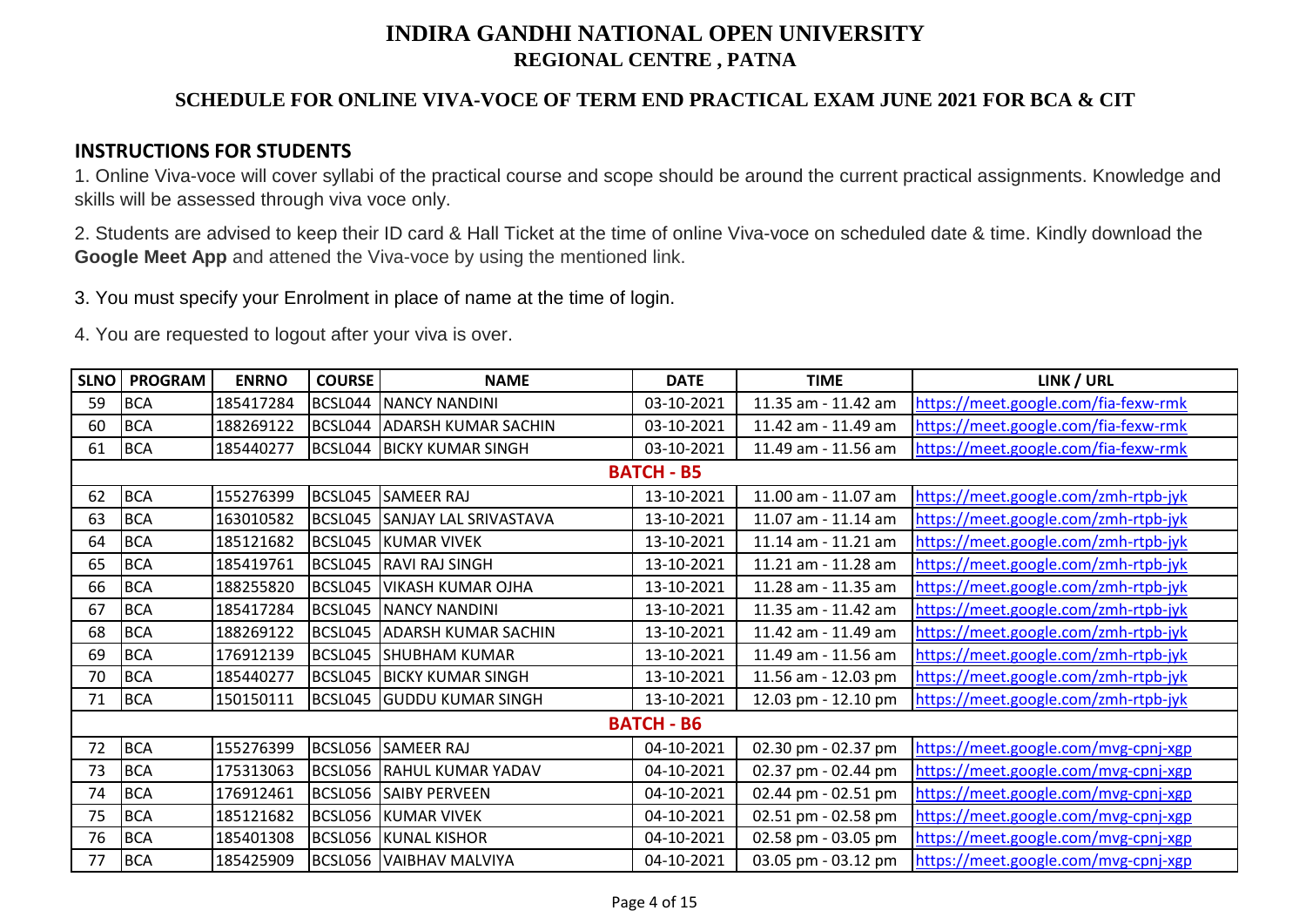# INDIRA GANDHI NATIONAL OPEN UNIVERSITY

## REGIONAL CENTRE , PATNA

### SCHEDULE FOR ONLINE VIVA-VOCE OF TERM END PRACTICAL EXAM JUNE 2021 FOR BCA & CIT

**INSTRUCTIONS FOR STUDENTS**

1. Online Viva-voce will cover syllabi of the practical course and scope should be around the current practical assignments. Knowledge and skills will be assessed through viva voce only.

2. Students are advised to keep their ID card & Hall Ticket at the time of online Viva-voce on scheduled date & time. Kindly download the **Google Meet App** and attened the Viva-voce by using the mentioned link.

3. You must specify your Enrolment in place of name at the time of login.

4. You are requested to logout after your viva is over.

| SLNO | PROGRAM | ENRNO | COURSE | NAME | DATE | TIME | LINK / URL |
|---|---|---|---|---|---|---|---|
| 59 | BCA | 185417284 | BCSL044 | NANCY NANDINI | 03-10-2021 | 11.35 am - 11.42 am | https://meet.google.com/fia-fexw-rmk |
| 60 | BCA | 188269122 | BCSL044 | ADARSH KUMAR SACHIN | 03-10-2021 | 11.42 am - 11.49 am | https://meet.google.com/fia-fexw-rmk |
| 61 | BCA | 185440277 | BCSL044 | BICKY KUMAR SINGH | 03-10-2021 | 11.49 am - 11.56 am | https://meet.google.com/fia-fexw-rmk |
| | | | | **BATCH - B5** | | | |
| 62 | BCA | 155276399 | BCSL045 | SAMEER RAJ | 13-10-2021 | 11.00 am - 11.07 am | https://meet.google.com/zmh-rtpb-jyk |
| 63 | BCA | 163010582 | BCSL045 | SANJAY LAL SRIVASTAVA | 13-10-2021 | 11.07 am - 11.14 am | https://meet.google.com/zmh-rtpb-jyk |
| 64 | BCA | 185121682 | BCSL045 | KUMAR VIVEK | 13-10-2021 | 11.14 am - 11.21 am | https://meet.google.com/zmh-rtpb-jyk |
| 65 | BCA | 185419761 | BCSL045 | RAVI RAJ SINGH | 13-10-2021 | 11.21 am - 11.28 am | https://meet.google.com/zmh-rtpb-jyk |
| 66 | BCA | 188255820 | BCSL045 | VIKASH KUMAR OJHA | 13-10-2021 | 11.28 am - 11.35 am | https://meet.google.com/zmh-rtpb-jyk |
| 67 | BCA | 185417284 | BCSL045 | NANCY NANDINI | 13-10-2021 | 11.35 am - 11.42 am | https://meet.google.com/zmh-rtpb-jyk |
| 68 | BCA | 188269122 | BCSL045 | ADARSH KUMAR SACHIN | 13-10-2021 | 11.42 am - 11.49 am | https://meet.google.com/zmh-rtpb-jyk |
| 69 | BCA | 176912139 | BCSL045 | SHUBHAM KUMAR | 13-10-2021 | 11.49 am - 11.56 am | https://meet.google.com/zmh-rtpb-jyk |
| 70 | BCA | 185440277 | BCSL045 | BICKY KUMAR SINGH | 13-10-2021 | 11.56 am - 12.03 pm | https://meet.google.com/zmh-rtpb-jyk |
| 71 | BCA | 150150111 | BCSL045 | GUDDU KUMAR SINGH | 13-10-2021 | 12.03 pm - 12.10 pm | https://meet.google.com/zmh-rtpb-jyk |
| | | | | **BATCH - B6** | | | |
| 72 | BCA | 155276399 | BCSL056 | SAMEER RAJ | 04-10-2021 | 02.30 pm - 02.37 pm | https://meet.google.com/mvg-cpnj-xgp |
| 73 | BCA | 175313063 | BCSL056 | RAHUL KUMAR YADAV | 04-10-2021 | 02.37 pm - 02.44 pm | https://meet.google.com/mvg-cpnj-xgp |
| 74 | BCA | 176912461 | BCSL056 | SAIBY PERVEEN | 04-10-2021 | 02.44 pm - 02.51 pm | https://meet.google.com/mvg-cpnj-xgp |
| 75 | BCA | 185121682 | BCSL056 | KUMAR VIVEK | 04-10-2021 | 02.51 pm - 02.58 pm | https://meet.google.com/mvg-cpnj-xgp |
| 76 | BCA | 185401308 | BCSL056 | KUNAL KISHOR | 04-10-2021 | 02.58 pm - 03.05 pm | https://meet.google.com/mvg-cpnj-xgp |
| 77 | BCA | 185425909 | BCSL056 | VAIBHAV MALVIYA | 04-10-2021 | 03.05 pm - 03.12 pm | https://meet.google.com/mvg-cpnj-xgp |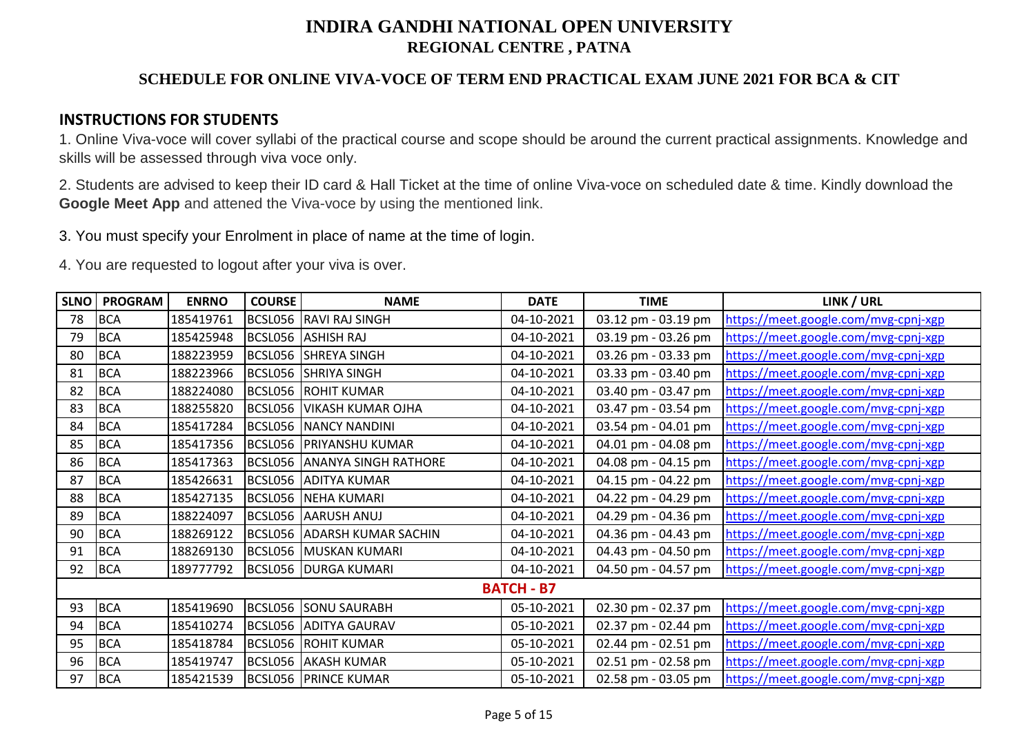# INDIRA GANDHI NATIONAL OPEN UNIVERSITY
## REGIONAL CENTRE , PATNA

### SCHEDULE FOR ONLINE VIVA-VOCE OF TERM END PRACTICAL EXAM JUNE 2021 FOR BCA & CIT

**INSTRUCTIONS FOR STUDENTS**

1. Online Viva-voce will cover syllabi of the practical course and scope should be around the current practical assignments. Knowledge and skills will be assessed through viva voce only.

2. Students are advised to keep their ID card & Hall Ticket at the time of online Viva-voce on scheduled date & time. Kindly download the **Google Meet App** and attened the Viva-voce by using the mentioned link.

3. You must specify your Enrolment in place of name at the time of login.

4. You are requested to logout after your viva is over.

| SLNO | PROGRAM | ENRNO | COURSE | NAME | DATE | TIME | LINK / URL |
|---|---|---|---|---|---|---|---|
| 78 | BCA | 185419761 | BCSL056 | RAVI RAJ SINGH | 04-10-2021 | 03.12 pm - 03.19 pm | https://meet.google.com/mvg-cpnj-xgp |
| 79 | BCA | 185425948 | BCSL056 | ASHISH RAJ | 04-10-2021 | 03.19 pm - 03.26 pm | https://meet.google.com/mvg-cpnj-xgp |
| 80 | BCA | 188223959 | BCSL056 | SHREYA SINGH | 04-10-2021 | 03.26 pm - 03.33 pm | https://meet.google.com/mvg-cpnj-xgp |
| 81 | BCA | 188223966 | BCSL056 | SHRIYA SINGH | 04-10-2021 | 03.33 pm - 03.40 pm | https://meet.google.com/mvg-cpnj-xgp |
| 82 | BCA | 188224080 | BCSL056 | ROHIT KUMAR | 04-10-2021 | 03.40 pm - 03.47 pm | https://meet.google.com/mvg-cpnj-xgp |
| 83 | BCA | 188255820 | BCSL056 | VIKASH KUMAR OJHA | 04-10-2021 | 03.47 pm - 03.54 pm | https://meet.google.com/mvg-cpnj-xgp |
| 84 | BCA | 185417284 | BCSL056 | NANCY NANDINI | 04-10-2021 | 03.54 pm - 04.01 pm | https://meet.google.com/mvg-cpnj-xgp |
| 85 | BCA | 185417356 | BCSL056 | PRIYANSHU KUMAR | 04-10-2021 | 04.01 pm - 04.08 pm | https://meet.google.com/mvg-cpnj-xgp |
| 86 | BCA | 185417363 | BCSL056 | ANANYA SINGH RATHORE | 04-10-2021 | 04.08 pm - 04.15 pm | https://meet.google.com/mvg-cpnj-xgp |
| 87 | BCA | 185426631 | BCSL056 | ADITYA KUMAR | 04-10-2021 | 04.15 pm - 04.22 pm | https://meet.google.com/mvg-cpnj-xgp |
| 88 | BCA | 185427135 | BCSL056 | NEHA KUMARI | 04-10-2021 | 04.22 pm - 04.29 pm | https://meet.google.com/mvg-cpnj-xgp |
| 89 | BCA | 188224097 | BCSL056 | AARUSH ANUJ | 04-10-2021 | 04.29 pm - 04.36 pm | https://meet.google.com/mvg-cpnj-xgp |
| 90 | BCA | 188269122 | BCSL056 | ADARSH KUMAR SACHIN | 04-10-2021 | 04.36 pm - 04.43 pm | https://meet.google.com/mvg-cpnj-xgp |
| 91 | BCA | 188269130 | BCSL056 | MUSKAN KUMARI | 04-10-2021 | 04.43 pm - 04.50 pm | https://meet.google.com/mvg-cpnj-xgp |
| 92 | BCA | 189777792 | BCSL056 | DURGA KUMARI | 04-10-2021 | 04.50 pm - 04.57 pm | https://meet.google.com/mvg-cpnj-xgp |
| **BATCH - B7** | | | | | | | |
| 93 | BCA | 185419690 | BCSL056 | SONU SAURABH | 05-10-2021 | 02.30 pm - 02.37 pm | https://meet.google.com/mvg-cpnj-xgp |
| 94 | BCA | 185410274 | BCSL056 | ADITYA GAURAV | 05-10-2021 | 02.37 pm - 02.44 pm | https://meet.google.com/mvg-cpnj-xgp |
| 95 | BCA | 185418784 | BCSL056 | ROHIT KUMAR | 05-10-2021 | 02.44 pm - 02.51 pm | https://meet.google.com/mvg-cpnj-xgp |
| 96 | BCA | 185419747 | BCSL056 | AKASH KUMAR | 05-10-2021 | 02.51 pm - 02.58 pm | https://meet.google.com/mvg-cpnj-xgp |
| 97 | BCA | 185421539 | BCSL056 | PRINCE KUMAR | 05-10-2021 | 02.58 pm - 03.05 pm | https://meet.google.com/mvg-cpnj-xgp |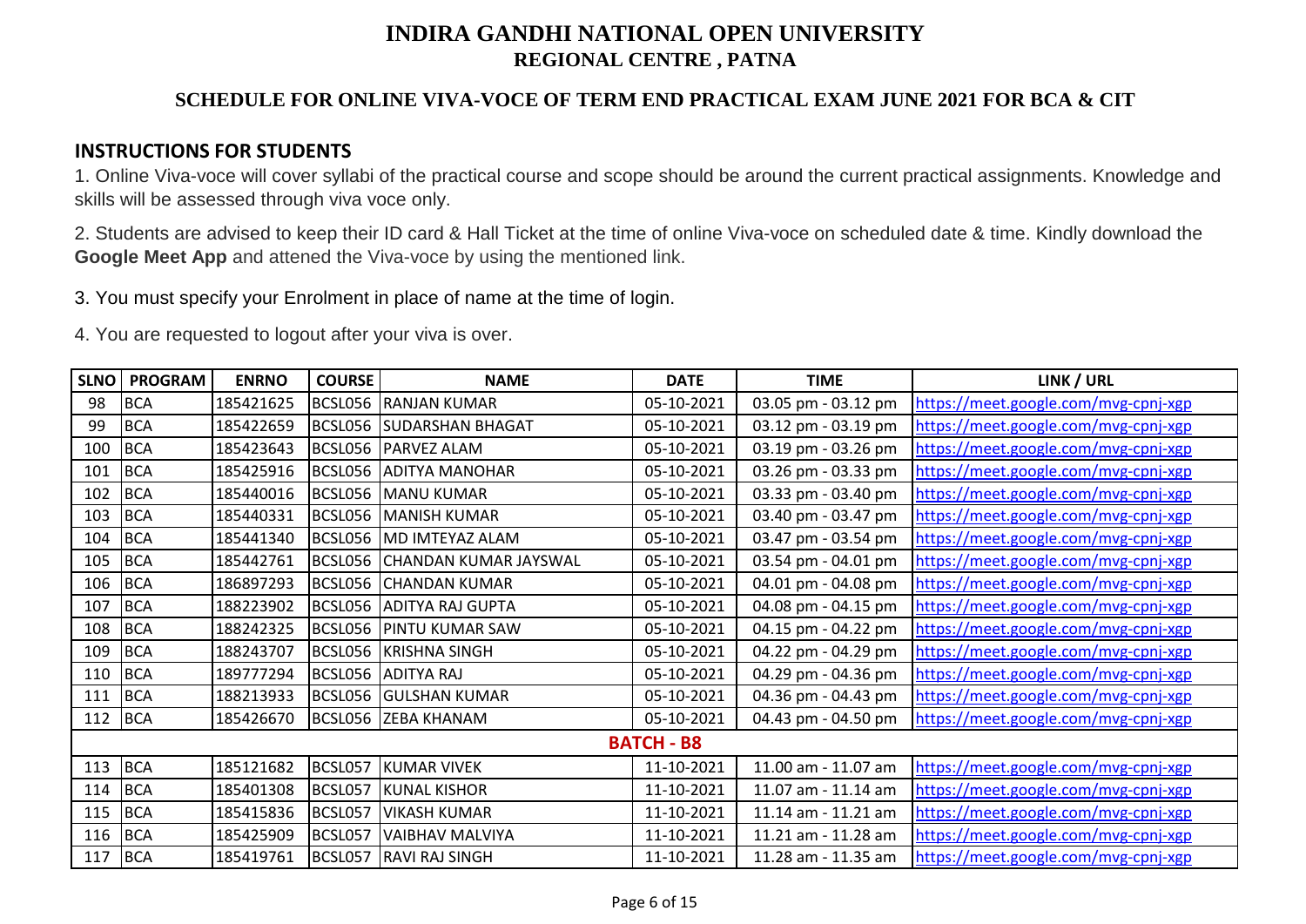# INDIRA GANDHI NATIONAL OPEN UNIVERSITY

## REGIONAL CENTRE , PATNA

### SCHEDULE FOR ONLINE VIVA-VOCE OF TERM END PRACTICAL EXAM JUNE 2021 FOR BCA & CIT

**INSTRUCTIONS FOR STUDENTS**

1. Online Viva-voce will cover syllabi of the practical course and scope should be around the current practical assignments. Knowledge and skills will be assessed through viva voce only.

2. Students are advised to keep their ID card & Hall Ticket at the time of online Viva-voce on scheduled date & time. Kindly download the **Google Meet App** and attened the Viva-voce by using the mentioned link.

3. You must specify your Enrolment in place of name at the time of login.

4. You are requested to logout after your viva is over.

| SLNO | PROGRAM | ENRNO | COURSE | NAME | DATE | TIME | LINK / URL |
|---|---|---|---|---|---|---|---|
| 98 | BCA | 185421625 | BCSL056 | RANJAN KUMAR | 05-10-2021 | 03.05 pm - 03.12 pm | https://meet.google.com/mvg-cpnj-xgp |
| 99 | BCA | 185422659 | BCSL056 | SUDARSHAN BHAGAT | 05-10-2021 | 03.12 pm - 03.19 pm | https://meet.google.com/mvg-cpnj-xgp |
| 100 | BCA | 185423643 | BCSL056 | PARVEZ ALAM | 05-10-2021 | 03.19 pm - 03.26 pm | https://meet.google.com/mvg-cpnj-xgp |
| 101 | BCA | 185425916 | BCSL056 | ADITYA MANOHAR | 05-10-2021 | 03.26 pm - 03.33 pm | https://meet.google.com/mvg-cpnj-xgp |
| 102 | BCA | 185440016 | BCSL056 | MANU KUMAR | 05-10-2021 | 03.33 pm - 03.40 pm | https://meet.google.com/mvg-cpnj-xgp |
| 103 | BCA | 185440331 | BCSL056 | MANISH KUMAR | 05-10-2021 | 03.40 pm - 03.47 pm | https://meet.google.com/mvg-cpnj-xgp |
| 104 | BCA | 185441340 | BCSL056 | MD IMTEYAZ ALAM | 05-10-2021 | 03.47 pm - 03.54 pm | https://meet.google.com/mvg-cpnj-xgp |
| 105 | BCA | 185442761 | BCSL056 | CHANDAN KUMAR JAYSWAL | 05-10-2021 | 03.54 pm - 04.01 pm | https://meet.google.com/mvg-cpnj-xgp |
| 106 | BCA | 186897293 | BCSL056 | CHANDAN KUMAR | 05-10-2021 | 04.01 pm - 04.08 pm | https://meet.google.com/mvg-cpnj-xgp |
| 107 | BCA | 188223902 | BCSL056 | ADITYA RAJ GUPTA | 05-10-2021 | 04.08 pm - 04.15 pm | https://meet.google.com/mvg-cpnj-xgp |
| 108 | BCA | 188242325 | BCSL056 | PINTU KUMAR SAW | 05-10-2021 | 04.15 pm - 04.22 pm | https://meet.google.com/mvg-cpnj-xgp |
| 109 | BCA | 188243707 | BCSL056 | KRISHNA SINGH | 05-10-2021 | 04.22 pm - 04.29 pm | https://meet.google.com/mvg-cpnj-xgp |
| 110 | BCA | 189777294 | BCSL056 | ADITYA RAJ | 05-10-2021 | 04.29 pm - 04.36 pm | https://meet.google.com/mvg-cpnj-xgp |
| 111 | BCA | 188213933 | BCSL056 | GULSHAN KUMAR | 05-10-2021 | 04.36 pm - 04.43 pm | https://meet.google.com/mvg-cpnj-xgp |
| 112 | BCA | 185426670 | BCSL056 | ZEBA KHANAM | 05-10-2021 | 04.43 pm - 04.50 pm | https://meet.google.com/mvg-cpnj-xgp |
| **BATCH - B8** | | | | | | | |
| 113 | BCA | 185121682 | BCSL057 | KUMAR VIVEK | 11-10-2021 | 11.00 am - 11.07 am | https://meet.google.com/mvg-cpnj-xgp |
| 114 | BCA | 185401308 | BCSL057 | KUNAL KISHOR | 11-10-2021 | 11.07 am - 11.14 am | https://meet.google.com/mvg-cpnj-xgp |
| 115 | BCA | 185415836 | BCSL057 | VIKASH KUMAR | 11-10-2021 | 11.14 am - 11.21 am | https://meet.google.com/mvg-cpnj-xgp |
| 116 | BCA | 185425909 | BCSL057 | VAIBHAV MALVIYA | 11-10-2021 | 11.21 am - 11.28 am | https://meet.google.com/mvg-cpnj-xgp |
| 117 | BCA | 185419761 | BCSL057 | RAVI RAJ SINGH | 11-10-2021 | 11.28 am - 11.35 am | https://meet.google.com/mvg-cpnj-xgp |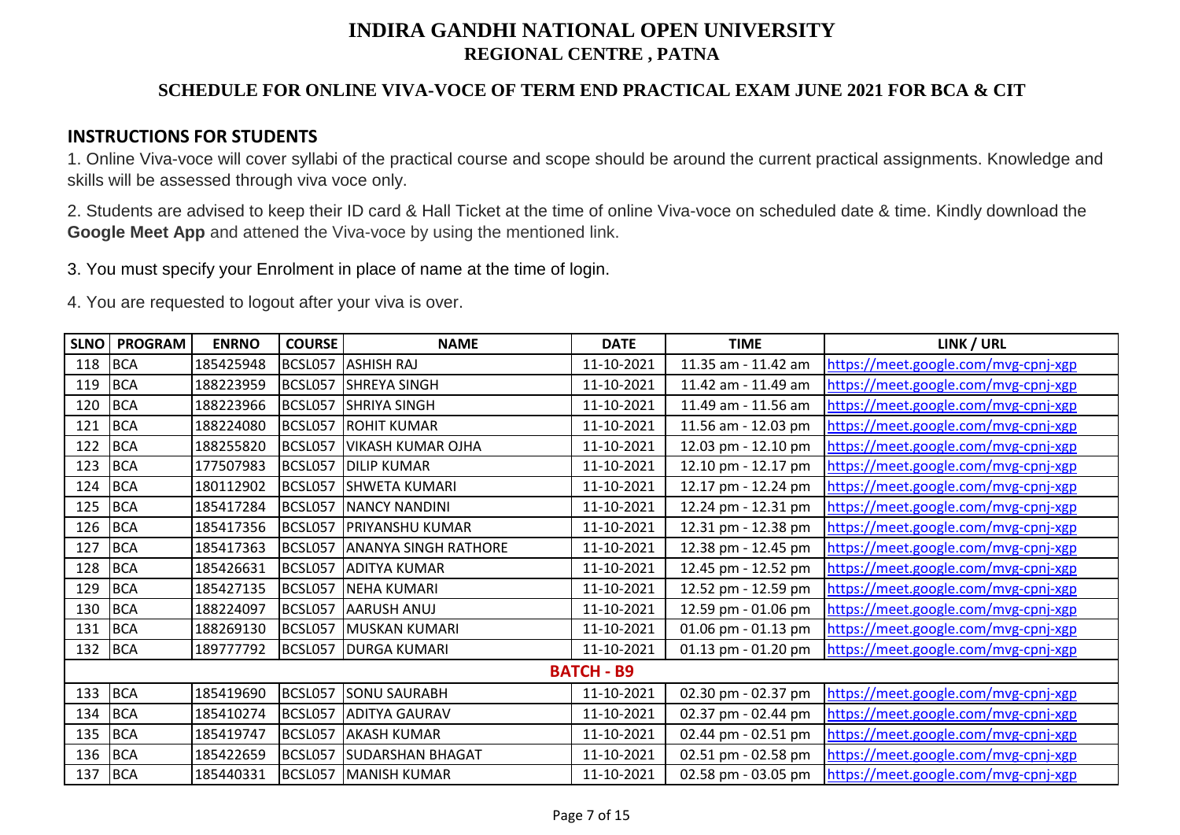# INDIRA GANDHI NATIONAL OPEN UNIVERSITY

## REGIONAL CENTRE , PATNA

### SCHEDULE FOR ONLINE VIVA-VOCE OF TERM END PRACTICAL EXAM JUNE 2021 FOR BCA & CIT

**INSTRUCTIONS FOR STUDENTS**

1. Online Viva-voce will cover syllabi of the practical course and scope should be around the current practical assignments. Knowledge and skills will be assessed through viva voce only.

2. Students are advised to keep their ID card & Hall Ticket at the time of online Viva-voce on scheduled date & time. Kindly download the **Google Meet App** and attened the Viva-voce by using the mentioned link.

3. You must specify your Enrolment in place of name at the time of login.

4. You are requested to logout after your viva is over.

| SLNO | PROGRAM | ENRNO | COURSE | NAME | DATE | TIME | LINK / URL |
|---|---|---|---|---|---|---|---|
| 118 | BCA | 185425948 | BCSL057 | ASHISH RAJ | 11-10-2021 | 11.35 am - 11.42 am | https://meet.google.com/mvg-cpnj-xgp |
| 119 | BCA | 188223959 | BCSL057 | SHREYA SINGH | 11-10-2021 | 11.42 am - 11.49 am | https://meet.google.com/mvg-cpnj-xgp |
| 120 | BCA | 188223966 | BCSL057 | SHRIYA SINGH | 11-10-2021 | 11.49 am - 11.56 am | https://meet.google.com/mvg-cpnj-xgp |
| 121 | BCA | 188224080 | BCSL057 | ROHIT KUMAR | 11-10-2021 | 11.56 am - 12.03 pm | https://meet.google.com/mvg-cpnj-xgp |
| 122 | BCA | 188255820 | BCSL057 | VIKASH KUMAR OJHA | 11-10-2021 | 12.03 pm - 12.10 pm | https://meet.google.com/mvg-cpnj-xgp |
| 123 | BCA | 177507983 | BCSL057 | DILIP KUMAR | 11-10-2021 | 12.10 pm - 12.17 pm | https://meet.google.com/mvg-cpnj-xgp |
| 124 | BCA | 180112902 | BCSL057 | SHWETA KUMARI | 11-10-2021 | 12.17 pm - 12.24 pm | https://meet.google.com/mvg-cpnj-xgp |
| 125 | BCA | 185417284 | BCSL057 | NANCY NANDINI | 11-10-2021 | 12.24 pm - 12.31 pm | https://meet.google.com/mvg-cpnj-xgp |
| 126 | BCA | 185417356 | BCSL057 | PRIYANSHU KUMAR | 11-10-2021 | 12.31 pm - 12.38 pm | https://meet.google.com/mvg-cpnj-xgp |
| 127 | BCA | 185417363 | BCSL057 | ANANYA SINGH RATHORE | 11-10-2021 | 12.38 pm - 12.45 pm | https://meet.google.com/mvg-cpnj-xgp |
| 128 | BCA | 185426631 | BCSL057 | ADITYA KUMAR | 11-10-2021 | 12.45 pm - 12.52 pm | https://meet.google.com/mvg-cpnj-xgp |
| 129 | BCA | 185427135 | BCSL057 | NEHA KUMARI | 11-10-2021 | 12.52 pm - 12.59 pm | https://meet.google.com/mvg-cpnj-xgp |
| 130 | BCA | 188224097 | BCSL057 | AARUSH ANUJ | 11-10-2021 | 12.59 pm - 01.06 pm | https://meet.google.com/mvg-cpnj-xgp |
| 131 | BCA | 188269130 | BCSL057 | MUSKAN KUMARI | 11-10-2021 | 01.06 pm - 01.13 pm | https://meet.google.com/mvg-cpnj-xgp |
| 132 | BCA | 189777792 | BCSL057 | DURGA KUMARI | 11-10-2021 | 01.13 pm - 01.20 pm | https://meet.google.com/mvg-cpnj-xgp |
| **BATCH - B9** | | | | | | | |
| 133 | BCA | 185419690 | BCSL057 | SONU SAURABH | 11-10-2021 | 02.30 pm - 02.37 pm | https://meet.google.com/mvg-cpnj-xgp |
| 134 | BCA | 185410274 | BCSL057 | ADITYA GAURAV | 11-10-2021 | 02.37 pm - 02.44 pm | https://meet.google.com/mvg-cpnj-xgp |
| 135 | BCA | 185419747 | BCSL057 | AKASH KUMAR | 11-10-2021 | 02.44 pm - 02.51 pm | https://meet.google.com/mvg-cpnj-xgp |
| 136 | BCA | 185422659 | BCSL057 | SUDARSHAN BHAGAT | 11-10-2021 | 02.51 pm - 02.58 pm | https://meet.google.com/mvg-cpnj-xgp |
| 137 | BCA | 185440331 | BCSL057 | MANISH KUMAR | 11-10-2021 | 02.58 pm - 03.05 pm | https://meet.google.com/mvg-cpnj-xgp |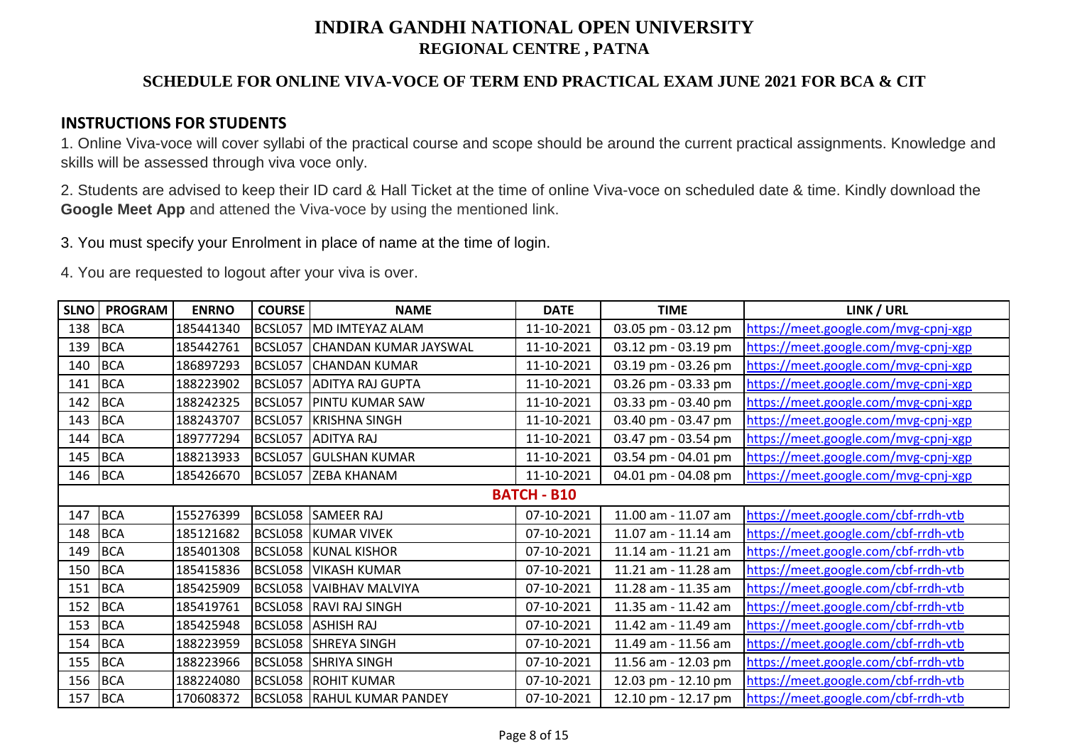# INDIRA GANDHI NATIONAL OPEN UNIVERSITY

## REGIONAL CENTRE , PATNA

### SCHEDULE FOR ONLINE VIVA-VOCE OF TERM END PRACTICAL EXAM JUNE 2021 FOR BCA & CIT

**INSTRUCTIONS FOR STUDENTS**

1. Online Viva-voce will cover syllabi of the practical course and scope should be around the current practical assignments. Knowledge and skills will be assessed through viva voce only.

2. Students are advised to keep their ID card & Hall Ticket at the time of online Viva-voce on scheduled date & time. Kindly download the **Google Meet App** and attened the Viva-voce by using the mentioned link.

3. You must specify your Enrolment in place of name at the time of login.

4. You are requested to logout after your viva is over.

| SLNO | PROGRAM | ENRNO | COURSE | NAME | DATE | TIME | LINK / URL |
|---|---|---|---|---|---|---|---|
| 138 | BCA | 185441340 | BCSL057 | MD IMTEYAZ ALAM | 11-10-2021 | 03.05 pm - 03.12 pm | https://meet.google.com/mvg-cpnj-xgp |
| 139 | BCA | 185442761 | BCSL057 | CHANDAN KUMAR JAYSWAL | 11-10-2021 | 03.12 pm - 03.19 pm | https://meet.google.com/mvg-cpnj-xgp |
| 140 | BCA | 186897293 | BCSL057 | CHANDAN KUMAR | 11-10-2021 | 03.19 pm - 03.26 pm | https://meet.google.com/mvg-cpnj-xgp |
| 141 | BCA | 188223902 | BCSL057 | ADITYA RAJ GUPTA | 11-10-2021 | 03.26 pm - 03.33 pm | https://meet.google.com/mvg-cpnj-xgp |
| 142 | BCA | 188242325 | BCSL057 | PINTU KUMAR SAW | 11-10-2021 | 03.33 pm - 03.40 pm | https://meet.google.com/mvg-cpnj-xgp |
| 143 | BCA | 188243707 | BCSL057 | KRISHNA SINGH | 11-10-2021 | 03.40 pm - 03.47 pm | https://meet.google.com/mvg-cpnj-xgp |
| 144 | BCA | 189777294 | BCSL057 | ADITYA RAJ | 11-10-2021 | 03.47 pm - 03.54 pm | https://meet.google.com/mvg-cpnj-xgp |
| 145 | BCA | 188213933 | BCSL057 | GULSHAN KUMAR | 11-10-2021 | 03.54 pm - 04.01 pm | https://meet.google.com/mvg-cpnj-xgp |
| 146 | BCA | 185426670 | BCSL057 | ZEBA KHANAM | 11-10-2021 | 04.01 pm - 04.08 pm | https://meet.google.com/mvg-cpnj-xgp |
| | | | | | **BATCH - B10** | | |
| 147 | BCA | 155276399 | BCSL058 | SAMEER RAJ | 07-10-2021 | 11.00 am - 11.07 am | https://meet.google.com/cbf-rrdh-vtb |
| 148 | BCA | 185121682 | BCSL058 | KUMAR VIVEK | 07-10-2021 | 11.07 am - 11.14 am | https://meet.google.com/cbf-rrdh-vtb |
| 149 | BCA | 185401308 | BCSL058 | KUNAL KISHOR | 07-10-2021 | 11.14 am - 11.21 am | https://meet.google.com/cbf-rrdh-vtb |
| 150 | BCA | 185415836 | BCSL058 | VIKASH KUMAR | 07-10-2021 | 11.21 am - 11.28 am | https://meet.google.com/cbf-rrdh-vtb |
| 151 | BCA | 185425909 | BCSL058 | VAIBHAV MALVIYA | 07-10-2021 | 11.28 am - 11.35 am | https://meet.google.com/cbf-rrdh-vtb |
| 152 | BCA | 185419761 | BCSL058 | RAVI RAJ SINGH | 07-10-2021 | 11.35 am - 11.42 am | https://meet.google.com/cbf-rrdh-vtb |
| 153 | BCA | 185425948 | BCSL058 | ASHISH RAJ | 07-10-2021 | 11.42 am - 11.49 am | https://meet.google.com/cbf-rrdh-vtb |
| 154 | BCA | 188223959 | BCSL058 | SHREYA SINGH | 07-10-2021 | 11.49 am - 11.56 am | https://meet.google.com/cbf-rrdh-vtb |
| 155 | BCA | 188223966 | BCSL058 | SHRIYA SINGH | 07-10-2021 | 11.56 am - 12.03 pm | https://meet.google.com/cbf-rrdh-vtb |
| 156 | BCA | 188224080 | BCSL058 | ROHIT KUMAR | 07-10-2021 | 12.03 pm - 12.10 pm | https://meet.google.com/cbf-rrdh-vtb |
| 157 | BCA | 170608372 | BCSL058 | RAHUL KUMAR PANDEY | 07-10-2021 | 12.10 pm - 12.17 pm | https://meet.google.com/cbf-rrdh-vtb |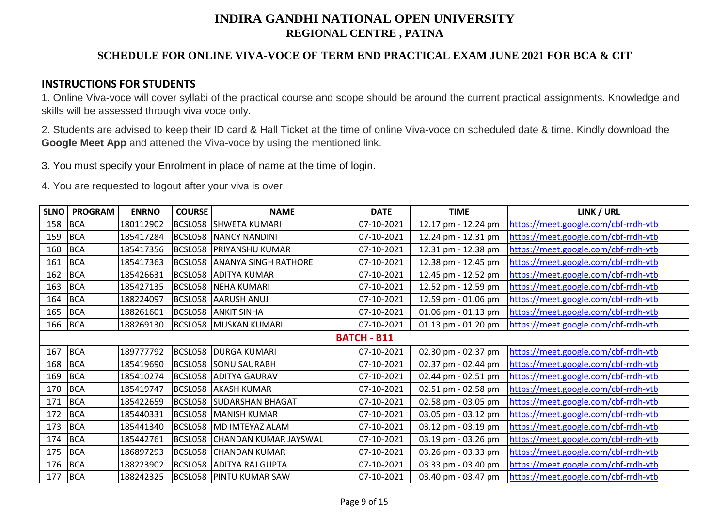# INDIRA GANDHI NATIONAL OPEN UNIVERSITY

## REGIONAL CENTRE , PATNA

### SCHEDULE FOR ONLINE VIVA-VOCE OF TERM END PRACTICAL EXAM JUNE 2021 FOR BCA & CIT

### INSTRUCTIONS FOR STUDENTS

1. Online Viva-voce will cover syllabi of the practical course and scope should be around the current practical assignments. Knowledge and skills will be assessed through viva voce only.

2. Students are advised to keep their ID card & Hall Ticket at the time of online Viva-voce on scheduled date & time. Kindly download the **Google Meet App** and attened the Viva-voce by using the mentioned link.

3. You must specify your Enrolment in place of name at the time of login.

4. You are requested to logout after your viva is over.

| SLNO | PROGRAM | ENRNO | COURSE | NAME | DATE | TIME | LINK / URL |
|---|---|---|---|---|---|---|---|
| 158 | BCA | 180112902 | BCSL058 | SHWETA KUMARI | 07-10-2021 | 12.17 pm - 12.24 pm | https://meet.google.com/cbf-rrdh-vtb |
| 159 | BCA | 185417284 | BCSL058 | NANCY NANDINI | 07-10-2021 | 12.24 pm - 12.31 pm | https://meet.google.com/cbf-rrdh-vtb |
| 160 | BCA | 185417356 | BCSL058 | PRIYANSHU KUMAR | 07-10-2021 | 12.31 pm - 12.38 pm | https://meet.google.com/cbf-rrdh-vtb |
| 161 | BCA | 185417363 | BCSL058 | ANANYA SINGH RATHORE | 07-10-2021 | 12.38 pm - 12.45 pm | https://meet.google.com/cbf-rrdh-vtb |
| 162 | BCA | 185426631 | BCSL058 | ADITYA KUMAR | 07-10-2021 | 12.45 pm - 12.52 pm | https://meet.google.com/cbf-rrdh-vtb |
| 163 | BCA | 185427135 | BCSL058 | NEHA KUMARI | 07-10-2021 | 12.52 pm - 12.59 pm | https://meet.google.com/cbf-rrdh-vtb |
| 164 | BCA | 188224097 | BCSL058 | AARUSH ANUJ | 07-10-2021 | 12.59 pm - 01.06 pm | https://meet.google.com/cbf-rrdh-vtb |
| 165 | BCA | 188261601 | BCSL058 | ANKIT SINHA | 07-10-2021 | 01.06 pm - 01.13 pm | https://meet.google.com/cbf-rrdh-vtb |
| 166 | BCA | 188269130 | BCSL058 | MUSKAN KUMARI | 07-10-2021 | 01.13 pm - 01.20 pm | https://meet.google.com/cbf-rrdh-vtb |
| | | | | **BATCH - B11** | | | |
| 167 | BCA | 189777792 | BCSL058 | DURGA KUMARI | 07-10-2021 | 02.30 pm - 02.37 pm | https://meet.google.com/cbf-rrdh-vtb |
| 168 | BCA | 185419690 | BCSL058 | SONU SAURABH | 07-10-2021 | 02.37 pm - 02.44 pm | https://meet.google.com/cbf-rrdh-vtb |
| 169 | BCA | 185410274 | BCSL058 | ADITYA GAURAV | 07-10-2021 | 02.44 pm - 02.51 pm | https://meet.google.com/cbf-rrdh-vtb |
| 170 | BCA | 185419747 | BCSL058 | AKASH KUMAR | 07-10-2021 | 02.51 pm - 02.58 pm | https://meet.google.com/cbf-rrdh-vtb |
| 171 | BCA | 185422659 | BCSL058 | SUDARSHAN BHAGAT | 07-10-2021 | 02.58 pm - 03.05 pm | https://meet.google.com/cbf-rrdh-vtb |
| 172 | BCA | 185440331 | BCSL058 | MANISH KUMAR | 07-10-2021 | 03.05 pm - 03.12 pm | https://meet.google.com/cbf-rrdh-vtb |
| 173 | BCA | 185441340 | BCSL058 | MD IMTEYAZ ALAM | 07-10-2021 | 03.12 pm - 03.19 pm | https://meet.google.com/cbf-rrdh-vtb |
| 174 | BCA | 185442761 | BCSL058 | CHANDAN KUMAR JAYSWAL | 07-10-2021 | 03.19 pm - 03.26 pm | https://meet.google.com/cbf-rrdh-vtb |
| 175 | BCA | 186897293 | BCSL058 | CHANDAN KUMAR | 07-10-2021 | 03.26 pm - 03.33 pm | https://meet.google.com/cbf-rrdh-vtb |
| 176 | BCA | 188223902 | BCSL058 | ADITYA RAJ GUPTA | 07-10-2021 | 03.33 pm - 03.40 pm | https://meet.google.com/cbf-rrdh-vtb |
| 177 | BCA | 188242325 | BCSL058 | PINTU KUMAR SAW | 07-10-2021 | 03.40 pm - 03.47 pm | https://meet.google.com/cbf-rrdh-vtb |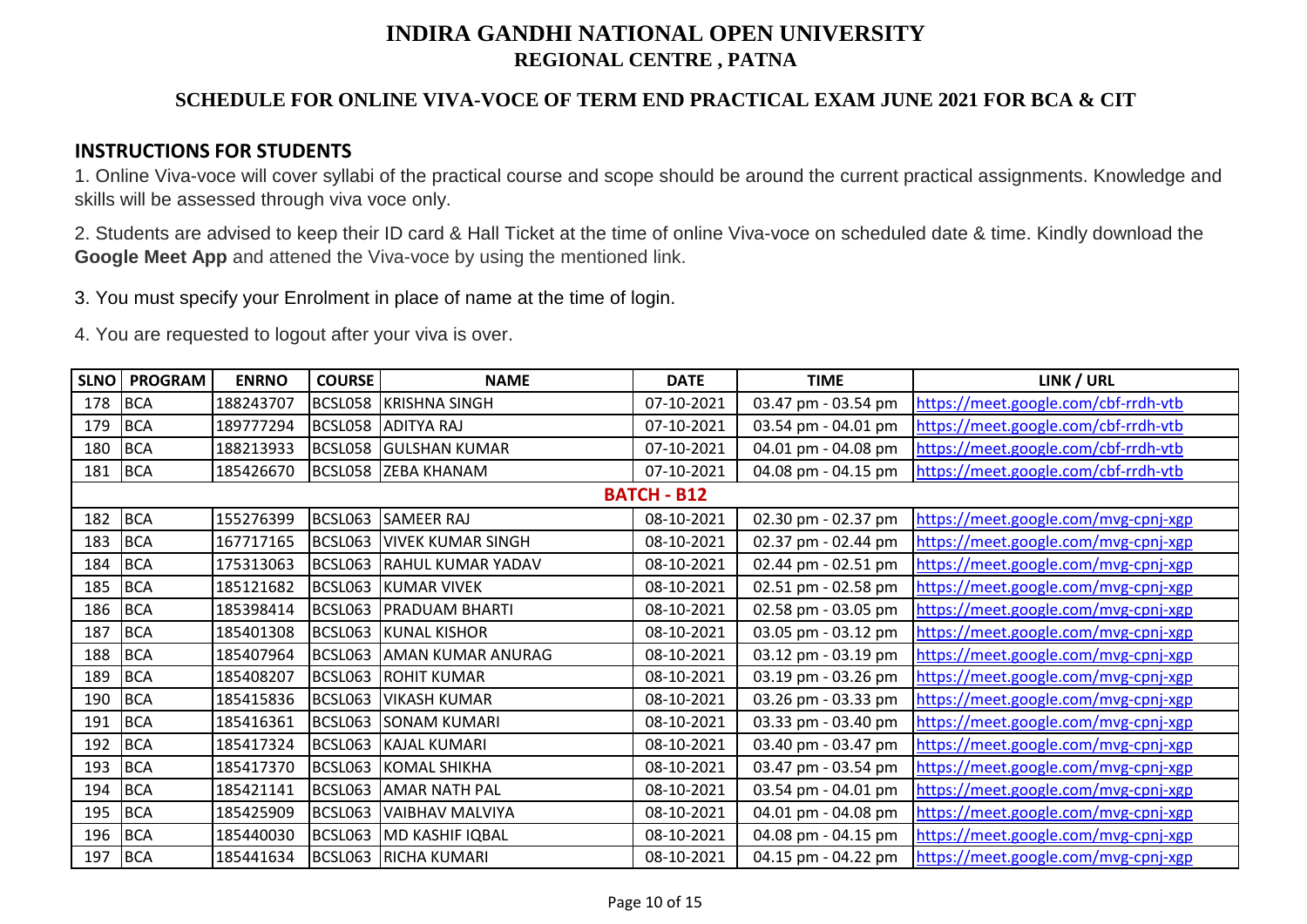# INDIRA GANDHI NATIONAL OPEN UNIVERSITY
## REGIONAL CENTRE , PATNA

### SCHEDULE FOR ONLINE VIVA-VOCE OF TERM END PRACTICAL EXAM JUNE 2021 FOR BCA & CIT

**INSTRUCTIONS FOR STUDENTS**

1. Online Viva-voce will cover syllabi of the practical course and scope should be around the current practical assignments. Knowledge and skills will be assessed through viva voce only.

2. Students are advised to keep their ID card & Hall Ticket at the time of online Viva-voce on scheduled date & time. Kindly download the **Google Meet App** and attened the Viva-voce by using the mentioned link.

3. You must specify your Enrolment in place of name at the time of login.

4. You are requested to logout after your viva is over.

| SLNO | PROGRAM | ENRNO | COURSE | NAME | DATE | TIME | LINK / URL |
|---|---|---|---|---|---|---|---|
| 178 | BCA | 188243707 | BCSL058 | KRISHNA SINGH | 07-10-2021 | 03.47 pm - 03.54 pm | https://meet.google.com/cbf-rrdh-vtb |
| 179 | BCA | 189777294 | BCSL058 | ADITYA RAJ | 07-10-2021 | 03.54 pm - 04.01 pm | https://meet.google.com/cbf-rrdh-vtb |
| 180 | BCA | 188213933 | BCSL058 | GULSHAN KUMAR | 07-10-2021 | 04.01 pm - 04.08 pm | https://meet.google.com/cbf-rrdh-vtb |
| 181 | BCA | 185426670 | BCSL058 | ZEBA KHANAM | 07-10-2021 | 04.08 pm - 04.15 pm | https://meet.google.com/cbf-rrdh-vtb |
| | | | | **BATCH - B12** | | | |
| 182 | BCA | 155276399 | BCSL063 | SAMEER RAJ | 08-10-2021 | 02.30 pm - 02.37 pm | https://meet.google.com/mvg-cpnj-xgp |
| 183 | BCA | 167717165 | BCSL063 | VIVEK KUMAR SINGH | 08-10-2021 | 02.37 pm - 02.44 pm | https://meet.google.com/mvg-cpnj-xgp |
| 184 | BCA | 175313063 | BCSL063 | RAHUL KUMAR YADAV | 08-10-2021 | 02.44 pm - 02.51 pm | https://meet.google.com/mvg-cpnj-xgp |
| 185 | BCA | 185121682 | BCSL063 | KUMAR VIVEK | 08-10-2021 | 02.51 pm - 02.58 pm | https://meet.google.com/mvg-cpnj-xgp |
| 186 | BCA | 185398414 | BCSL063 | PRADUAM BHARTI | 08-10-2021 | 02.58 pm - 03.05 pm | https://meet.google.com/mvg-cpnj-xgp |
| 187 | BCA | 185401308 | BCSL063 | KUNAL KISHOR | 08-10-2021 | 03.05 pm - 03.12 pm | https://meet.google.com/mvg-cpnj-xgp |
| 188 | BCA | 185407964 | BCSL063 | AMAN KUMAR ANURAG | 08-10-2021 | 03.12 pm - 03.19 pm | https://meet.google.com/mvg-cpnj-xgp |
| 189 | BCA | 185408207 | BCSL063 | ROHIT KUMAR | 08-10-2021 | 03.19 pm - 03.26 pm | https://meet.google.com/mvg-cpnj-xgp |
| 190 | BCA | 185415836 | BCSL063 | VIKASH KUMAR | 08-10-2021 | 03.26 pm - 03.33 pm | https://meet.google.com/mvg-cpnj-xgp |
| 191 | BCA | 185416361 | BCSL063 | SONAM KUMARI | 08-10-2021 | 03.33 pm - 03.40 pm | https://meet.google.com/mvg-cpnj-xgp |
| 192 | BCA | 185417324 | BCSL063 | KAJAL KUMARI | 08-10-2021 | 03.40 pm - 03.47 pm | https://meet.google.com/mvg-cpnj-xgp |
| 193 | BCA | 185417370 | BCSL063 | KOMAL SHIKHA | 08-10-2021 | 03.47 pm - 03.54 pm | https://meet.google.com/mvg-cpnj-xgp |
| 194 | BCA | 185421141 | BCSL063 | AMAR NATH PAL | 08-10-2021 | 03.54 pm - 04.01 pm | https://meet.google.com/mvg-cpnj-xgp |
| 195 | BCA | 185425909 | BCSL063 | VAIBHAV MALVIYA | 08-10-2021 | 04.01 pm - 04.08 pm | https://meet.google.com/mvg-cpnj-xgp |
| 196 | BCA | 185440030 | BCSL063 | MD KASHIF IQBAL | 08-10-2021 | 04.08 pm - 04.15 pm | https://meet.google.com/mvg-cpnj-xgp |
| 197 | BCA | 185441634 | BCSL063 | RICHA KUMARI | 08-10-2021 | 04.15 pm - 04.22 pm | https://meet.google.com/mvg-cpnj-xgp |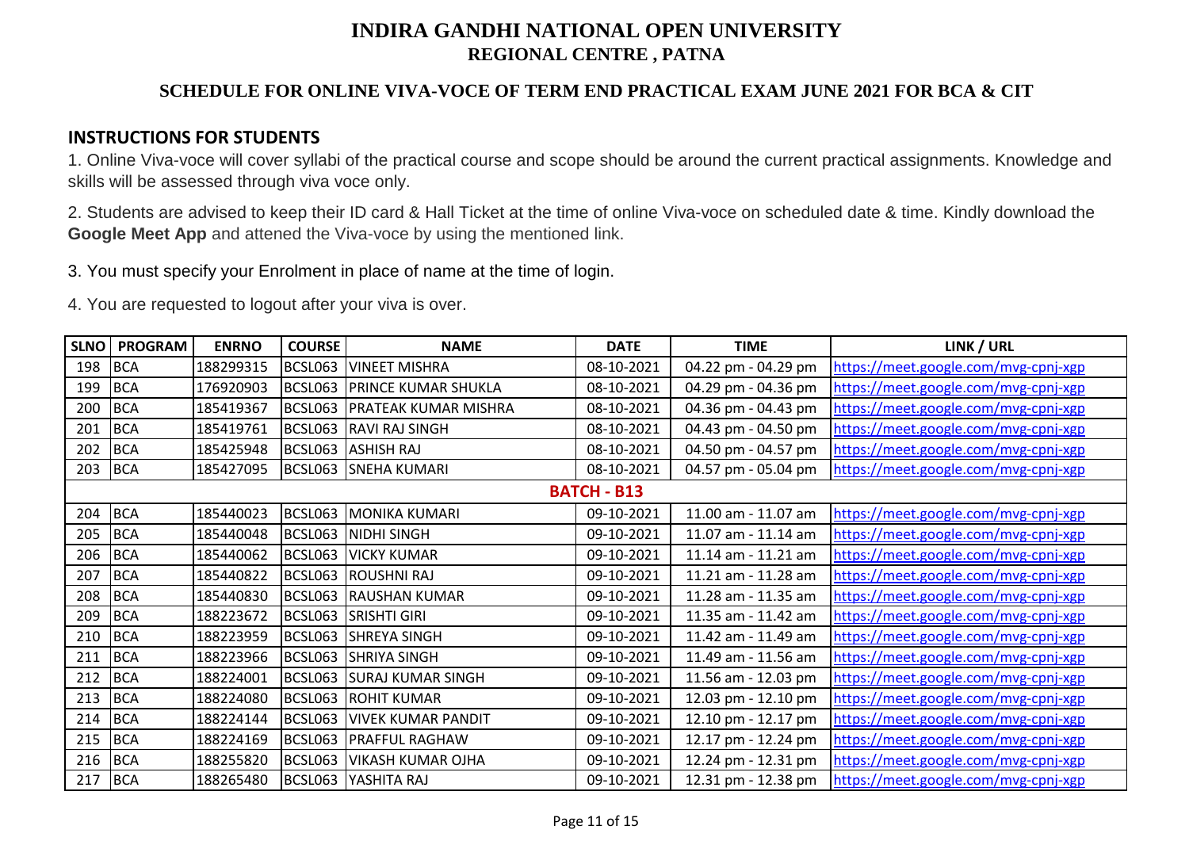# INDIRA GANDHI NATIONAL OPEN UNIVERSITY

## REGIONAL CENTRE , PATNA

### SCHEDULE FOR ONLINE VIVA-VOCE OF TERM END PRACTICAL EXAM JUNE 2021 FOR BCA & CIT

### INSTRUCTIONS FOR STUDENTS

1. Online Viva-voce will cover syllabi of the practical course and scope should be around the current practical assignments. Knowledge and skills will be assessed through viva voce only.

2. Students are advised to keep their ID card & Hall Ticket at the time of online Viva-voce on scheduled date & time. Kindly download the **Google Meet App** and attened the Viva-voce by using the mentioned link.

3. You must specify your Enrolment in place of name at the time of login.

4. You are requested to logout after your viva is over.

| SLNO | PROGRAM | ENRNO | COURSE | NAME | DATE | TIME | LINK / URL |
|---|---|---|---|---|---|---|---|
| 198 | BCA | 188299315 | BCSL063 | VINEET MISHRA | 08-10-2021 | 04.22 pm - 04.29 pm | https://meet.google.com/mvg-cpnj-xgp |
| 199 | BCA | 176920903 | BCSL063 | PRINCE KUMAR SHUKLA | 08-10-2021 | 04.29 pm - 04.36 pm | https://meet.google.com/mvg-cpnj-xgp |
| 200 | BCA | 185419367 | BCSL063 | PRATEAK KUMAR MISHRA | 08-10-2021 | 04.36 pm - 04.43 pm | https://meet.google.com/mvg-cpnj-xgp |
| 201 | BCA | 185419761 | BCSL063 | RAVI RAJ SINGH | 08-10-2021 | 04.43 pm - 04.50 pm | https://meet.google.com/mvg-cpnj-xgp |
| 202 | BCA | 185425948 | BCSL063 | ASHISH RAJ | 08-10-2021 | 04.50 pm - 04.57 pm | https://meet.google.com/mvg-cpnj-xgp |
| 203 | BCA | 185427095 | BCSL063 | SNEHA KUMARI | 08-10-2021 | 04.57 pm - 05.04 pm | https://meet.google.com/mvg-cpnj-xgp |
| **BATCH - B13** | | | | | | | |
| 204 | BCA | 185440023 | BCSL063 | MONIKA KUMARI | 09-10-2021 | 11.00 am - 11.07 am | https://meet.google.com/mvg-cpnj-xgp |
| 205 | BCA | 185440048 | BCSL063 | NIDHI SINGH | 09-10-2021 | 11.07 am - 11.14 am | https://meet.google.com/mvg-cpnj-xgp |
| 206 | BCA | 185440062 | BCSL063 | VICKY KUMAR | 09-10-2021 | 11.14 am - 11.21 am | https://meet.google.com/mvg-cpnj-xgp |
| 207 | BCA | 185440822 | BCSL063 | ROUSHNI RAJ | 09-10-2021 | 11.21 am - 11.28 am | https://meet.google.com/mvg-cpnj-xgp |
| 208 | BCA | 185440830 | BCSL063 | RAUSHAN KUMAR | 09-10-2021 | 11.28 am - 11.35 am | https://meet.google.com/mvg-cpnj-xgp |
| 209 | BCA | 188223672 | BCSL063 | SRISHTI GIRI | 09-10-2021 | 11.35 am - 11.42 am | https://meet.google.com/mvg-cpnj-xgp |
| 210 | BCA | 188223959 | BCSL063 | SHREYA SINGH | 09-10-2021 | 11.42 am - 11.49 am | https://meet.google.com/mvg-cpnj-xgp |
| 211 | BCA | 188223966 | BCSL063 | SHRIYA SINGH | 09-10-2021 | 11.49 am - 11.56 am | https://meet.google.com/mvg-cpnj-xgp |
| 212 | BCA | 188224001 | BCSL063 | SURAJ KUMAR SINGH | 09-10-2021 | 11.56 am - 12.03 pm | https://meet.google.com/mvg-cpnj-xgp |
| 213 | BCA | 188224080 | BCSL063 | ROHIT KUMAR | 09-10-2021 | 12.03 pm - 12.10 pm | https://meet.google.com/mvg-cpnj-xgp |
| 214 | BCA | 188224144 | BCSL063 | VIVEK KUMAR PANDIT | 09-10-2021 | 12.10 pm - 12.17 pm | https://meet.google.com/mvg-cpnj-xgp |
| 215 | BCA | 188224169 | BCSL063 | PRAFFUL RAGHAW | 09-10-2021 | 12.17 pm - 12.24 pm | https://meet.google.com/mvg-cpnj-xgp |
| 216 | BCA | 188255820 | BCSL063 | VIKASH KUMAR OJHA | 09-10-2021 | 12.24 pm - 12.31 pm | https://meet.google.com/mvg-cpnj-xgp |
| 217 | BCA | 188265480 | BCSL063 | YASHITA RAJ | 09-10-2021 | 12.31 pm - 12.38 pm | https://meet.google.com/mvg-cpnj-xgp |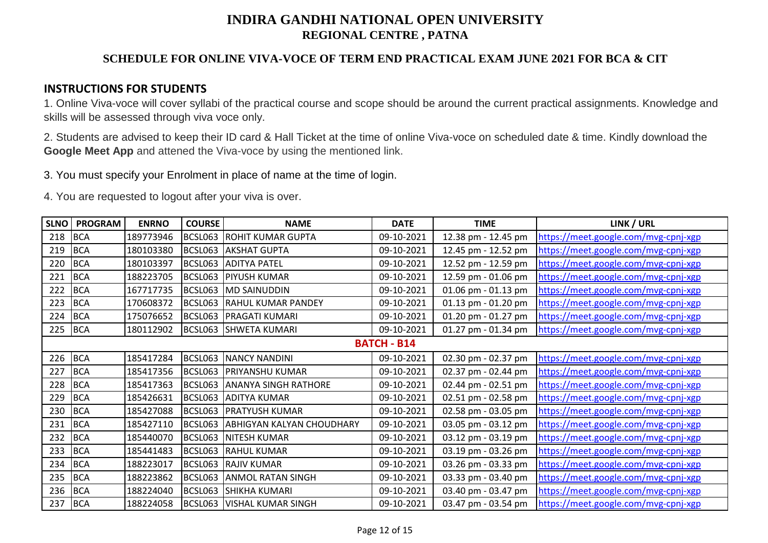# INDIRA GANDHI NATIONAL OPEN UNIVERSITY
## REGIONAL CENTRE , PATNA

### SCHEDULE FOR ONLINE VIVA-VOCE OF TERM END PRACTICAL EXAM JUNE 2021 FOR BCA & CIT

### INSTRUCTIONS FOR STUDENTS

1. Online Viva-voce will cover syllabi of the practical course and scope should be around the current practical assignments. Knowledge and skills will be assessed through viva voce only.

2. Students are advised to keep their ID card & Hall Ticket at the time of online Viva-voce on scheduled date & time. Kindly download the **Google Meet App** and attened the Viva-voce by using the mentioned link.

3. You must specify your Enrolment in place of name at the time of login.

4. You are requested to logout after your viva is over.

| SLNO | PROGRAM | ENRNO | COURSE | NAME | DATE | TIME | LINK / URL |
|---|---|---|---|---|---|---|---|
| 218 | BCA | 189773946 | BCSL063 | ROHIT KUMAR GUPTA | 09-10-2021 | 12.38 pm - 12.45 pm | https://meet.google.com/mvg-cpnj-xgp |
| 219 | BCA | 180103380 | BCSL063 | AKSHAT GUPTA | 09-10-2021 | 12.45 pm - 12.52 pm | https://meet.google.com/mvg-cpnj-xgp |
| 220 | BCA | 180103397 | BCSL063 | ADITYA PATEL | 09-10-2021 | 12.52 pm - 12.59 pm | https://meet.google.com/mvg-cpnj-xgp |
| 221 | BCA | 188223705 | BCSL063 | PIYUSH KUMAR | 09-10-2021 | 12.59 pm - 01.06 pm | https://meet.google.com/mvg-cpnj-xgp |
| 222 | BCA | 167717735 | BCSL063 | MD SAINUDDIN | 09-10-2021 | 01.06 pm - 01.13 pm | https://meet.google.com/mvg-cpnj-xgp |
| 223 | BCA | 170608372 | BCSL063 | RAHUL KUMAR PANDEY | 09-10-2021 | 01.13 pm - 01.20 pm | https://meet.google.com/mvg-cpnj-xgp |
| 224 | BCA | 175076652 | BCSL063 | PRAGATI KUMARI | 09-10-2021 | 01.20 pm - 01.27 pm | https://meet.google.com/mvg-cpnj-xgp |
| 225 | BCA | 180112902 | BCSL063 | SHWETA KUMARI | 09-10-2021 | 01.27 pm - 01.34 pm | https://meet.google.com/mvg-cpnj-xgp |
| | | | | **BATCH - B14** | | | |
| 226 | BCA | 185417284 | BCSL063 | NANCY NANDINI | 09-10-2021 | 02.30 pm - 02.37 pm | https://meet.google.com/mvg-cpnj-xgp |
| 227 | BCA | 185417356 | BCSL063 | PRIYANSHU KUMAR | 09-10-2021 | 02.37 pm - 02.44 pm | https://meet.google.com/mvg-cpnj-xgp |
| 228 | BCA | 185417363 | BCSL063 | ANANYA SINGH RATHORE | 09-10-2021 | 02.44 pm - 02.51 pm | https://meet.google.com/mvg-cpnj-xgp |
| 229 | BCA | 185426631 | BCSL063 | ADITYA KUMAR | 09-10-2021 | 02.51 pm - 02.58 pm | https://meet.google.com/mvg-cpnj-xgp |
| 230 | BCA | 185427088 | BCSL063 | PRATYUSH KUMAR | 09-10-2021 | 02.58 pm - 03.05 pm | https://meet.google.com/mvg-cpnj-xgp |
| 231 | BCA | 185427110 | BCSL063 | ABHIGYAN KALYAN CHOUDHARY | 09-10-2021 | 03.05 pm - 03.12 pm | https://meet.google.com/mvg-cpnj-xgp |
| 232 | BCA | 185440070 | BCSL063 | NITESH KUMAR | 09-10-2021 | 03.12 pm - 03.19 pm | https://meet.google.com/mvg-cpnj-xgp |
| 233 | BCA | 185441483 | BCSL063 | RAHUL KUMAR | 09-10-2021 | 03.19 pm - 03.26 pm | https://meet.google.com/mvg-cpnj-xgp |
| 234 | BCA | 188223017 | BCSL063 | RAJIV KUMAR | 09-10-2021 | 03.26 pm - 03.33 pm | https://meet.google.com/mvg-cpnj-xgp |
| 235 | BCA | 188223862 | BCSL063 | ANMOL RATAN SINGH | 09-10-2021 | 03.33 pm - 03.40 pm | https://meet.google.com/mvg-cpnj-xgp |
| 236 | BCA | 188224040 | BCSL063 | SHIKHA KUMARI | 09-10-2021 | 03.40 pm - 03.47 pm | https://meet.google.com/mvg-cpnj-xgp |
| 237 | BCA | 188224058 | BCSL063 | VISHAL KUMAR SINGH | 09-10-2021 | 03.47 pm - 03.54 pm | https://meet.google.com/mvg-cpnj-xgp |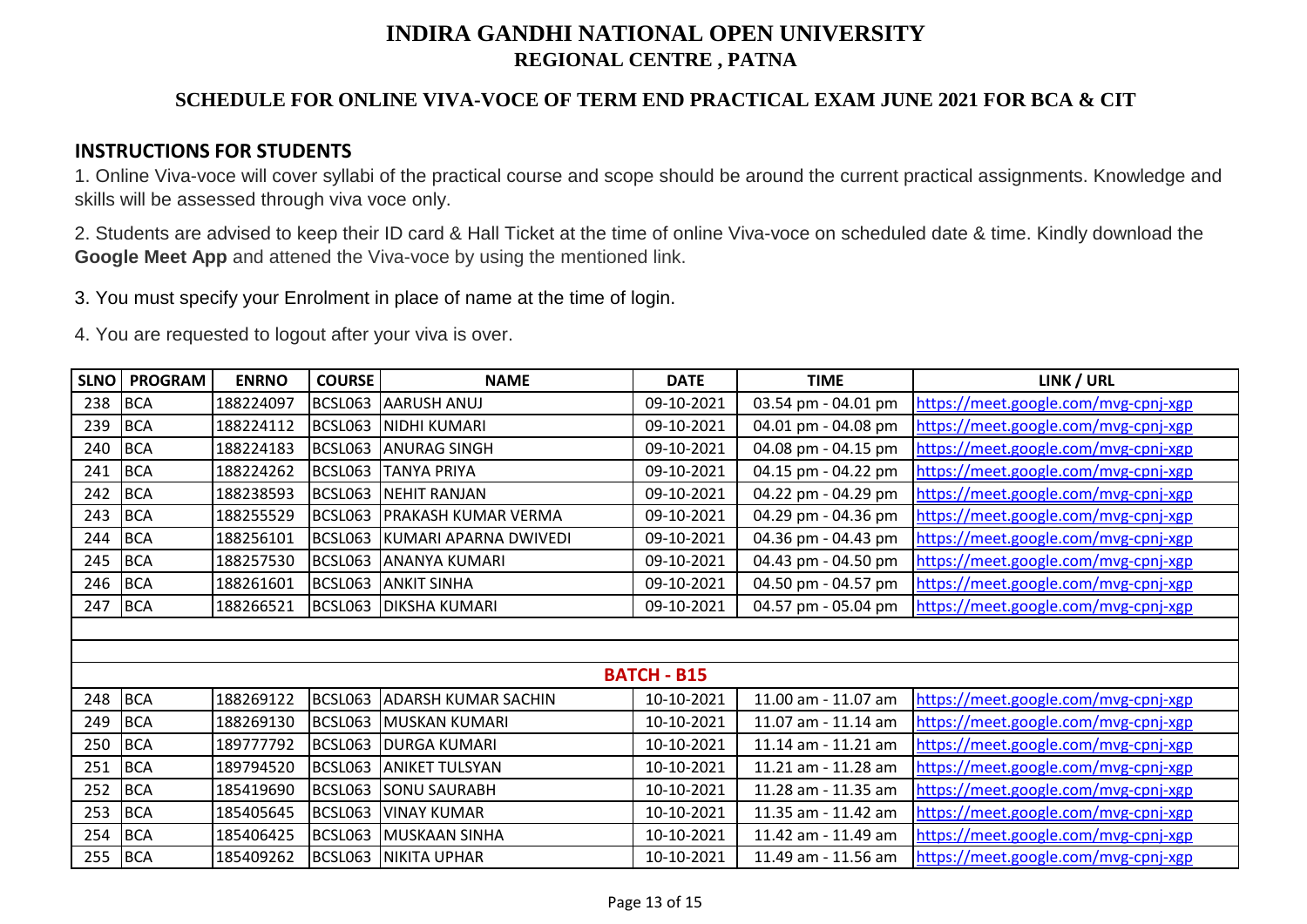# INDIRA GANDHI NATIONAL OPEN UNIVERSITY
## REGIONAL CENTRE , PATNA

### SCHEDULE FOR ONLINE VIVA-VOCE OF TERM END PRACTICAL EXAM JUNE 2021 FOR BCA & CIT

### INSTRUCTIONS FOR STUDENTS

1. Online Viva-voce will cover syllabi of the practical course and scope should be around the current practical assignments. Knowledge and skills will be assessed through viva voce only.

2. Students are advised to keep their ID card & Hall Ticket at the time of online Viva-voce on scheduled date & time. Kindly download the **Google Meet App** and attened the Viva-voce by using the mentioned link.

3. You must specify your Enrolment in place of name at the time of login.

4. You are requested to logout after your viva is over.

| SLNO | PROGRAM | ENRNO | COURSE | NAME | DATE | TIME | LINK / URL |
|---|---|---|---|---|---|---|---|
| 238 | BCA | 188224097 | BCSL063 | AARUSH ANUJ | 09-10-2021 | 03.54 pm - 04.01 pm | https://meet.google.com/mvg-cpnj-xgp |
| 239 | BCA | 188224112 | BCSL063 | NIDHI KUMARI | 09-10-2021 | 04.01 pm - 04.08 pm | https://meet.google.com/mvg-cpnj-xgp |
| 240 | BCA | 188224183 | BCSL063 | ANURAG SINGH | 09-10-2021 | 04.08 pm - 04.15 pm | https://meet.google.com/mvg-cpnj-xgp |
| 241 | BCA | 188224262 | BCSL063 | TANYA PRIYA | 09-10-2021 | 04.15 pm - 04.22 pm | https://meet.google.com/mvg-cpnj-xgp |
| 242 | BCA | 188238593 | BCSL063 | NEHIT RANJAN | 09-10-2021 | 04.22 pm - 04.29 pm | https://meet.google.com/mvg-cpnj-xgp |
| 243 | BCA | 188255529 | BCSL063 | PRAKASH KUMAR VERMA | 09-10-2021 | 04.29 pm - 04.36 pm | https://meet.google.com/mvg-cpnj-xgp |
| 244 | BCA | 188256101 | BCSL063 | KUMARI APARNA DWIVEDI | 09-10-2021 | 04.36 pm - 04.43 pm | https://meet.google.com/mvg-cpnj-xgp |
| 245 | BCA | 188257530 | BCSL063 | ANANYA KUMARI | 09-10-2021 | 04.43 pm - 04.50 pm | https://meet.google.com/mvg-cpnj-xgp |
| 246 | BCA | 188261601 | BCSL063 | ANKIT SINHA | 09-10-2021 | 04.50 pm - 04.57 pm | https://meet.google.com/mvg-cpnj-xgp |
| 247 | BCA | 188266521 | BCSL063 | DIKSHA KUMARI | 09-10-2021 | 04.57 pm - 05.04 pm | https://meet.google.com/mvg-cpnj-xgp |
| | | | | | | | |
| | | | | | | | |
| | | | | | **BATCH - B15** | | |
| 248 | BCA | 188269122 | BCSL063 | ADARSH KUMAR SACHIN | 10-10-2021 | 11.00 am - 11.07 am | https://meet.google.com/mvg-cpnj-xgp |
| 249 | BCA | 188269130 | BCSL063 | MUSKAN KUMARI | 10-10-2021 | 11.07 am - 11.14 am | https://meet.google.com/mvg-cpnj-xgp |
| 250 | BCA | 189777792 | BCSL063 | DURGA KUMARI | 10-10-2021 | 11.14 am - 11.21 am | https://meet.google.com/mvg-cpnj-xgp |
| 251 | BCA | 189794520 | BCSL063 | ANIKET TULSYAN | 10-10-2021 | 11.21 am - 11.28 am | https://meet.google.com/mvg-cpnj-xgp |
| 252 | BCA | 185419690 | BCSL063 | SONU SAURABH | 10-10-2021 | 11.28 am - 11.35 am | https://meet.google.com/mvg-cpnj-xgp |
| 253 | BCA | 185405645 | BCSL063 | VINAY KUMAR | 10-10-2021 | 11.35 am - 11.42 am | https://meet.google.com/mvg-cpnj-xgp |
| 254 | BCA | 185406425 | BCSL063 | MUSKAAN SINHA | 10-10-2021 | 11.42 am - 11.49 am | https://meet.google.com/mvg-cpnj-xgp |
| 255 | BCA | 185409262 | BCSL063 | NIKITA UPHAR | 10-10-2021 | 11.49 am - 11.56 am | https://meet.google.com/mvg-cpnj-xgp |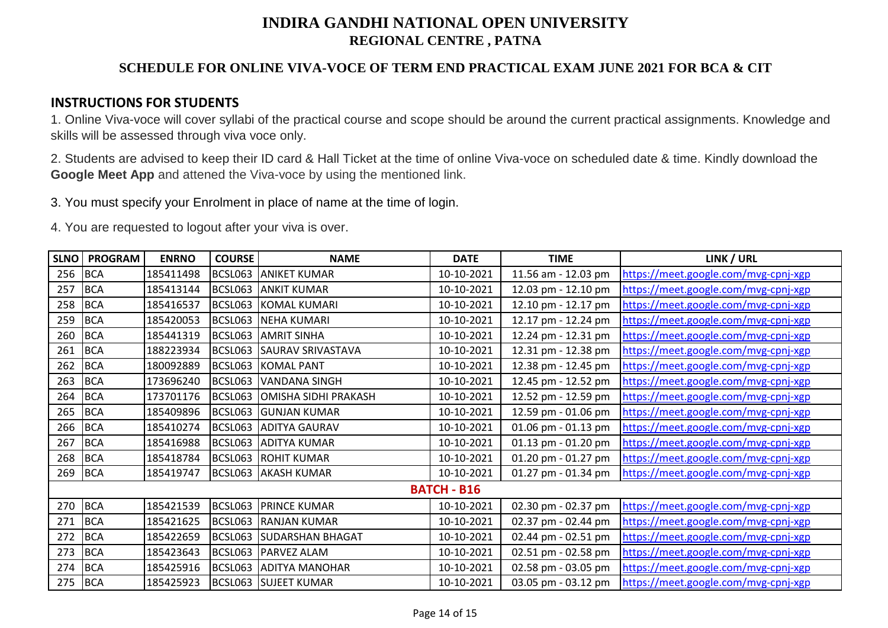# INDIRA GANDHI NATIONAL OPEN UNIVERSITY

## REGIONAL CENTRE , PATNA

### SCHEDULE FOR ONLINE VIVA-VOCE OF TERM END PRACTICAL EXAM JUNE 2021 FOR BCA & CIT

### INSTRUCTIONS FOR STUDENTS

1. Online Viva-voce will cover syllabi of the practical course and scope should be around the current practical assignments. Knowledge and skills will be assessed through viva voce only.

2. Students are advised to keep their ID card & Hall Ticket at the time of online Viva-voce on scheduled date & time. Kindly download the **Google Meet App** and attened the Viva-voce by using the mentioned link.

3. You must specify your Enrolment in place of name at the time of login.

4. You are requested to logout after your viva is over.

| SLNO | PROGRAM | ENRNO | COURSE | NAME | DATE | TIME | LINK / URL |
|---|---|---|---|---|---|---|---|
| 256 | BCA | 185411498 | BCSL063 | ANIKET KUMAR | 10-10-2021 | 11.56 am - 12.03 pm | https://meet.google.com/mvg-cpnj-xgp |
| 257 | BCA | 185413144 | BCSL063 | ANKIT KUMAR | 10-10-2021 | 12.03 pm - 12.10 pm | https://meet.google.com/mvg-cpnj-xgp |
| 258 | BCA | 185416537 | BCSL063 | KOMAL KUMARI | 10-10-2021 | 12.10 pm - 12.17 pm | https://meet.google.com/mvg-cpnj-xgp |
| 259 | BCA | 185420053 | BCSL063 | NEHA KUMARI | 10-10-2021 | 12.17 pm - 12.24 pm | https://meet.google.com/mvg-cpnj-xgp |
| 260 | BCA | 185441319 | BCSL063 | AMRIT SINHA | 10-10-2021 | 12.24 pm - 12.31 pm | https://meet.google.com/mvg-cpnj-xgp |
| 261 | BCA | 188223934 | BCSL063 | SAURAV SRIVASTAVA | 10-10-2021 | 12.31 pm - 12.38 pm | https://meet.google.com/mvg-cpnj-xgp |
| 262 | BCA | 180092889 | BCSL063 | KOMAL PANT | 10-10-2021 | 12.38 pm - 12.45 pm | https://meet.google.com/mvg-cpnj-xgp |
| 263 | BCA | 173696240 | BCSL063 | VANDANA SINGH | 10-10-2021 | 12.45 pm - 12.52 pm | https://meet.google.com/mvg-cpnj-xgp |
| 264 | BCA | 173701176 | BCSL063 | OMISHA SIDHI PRAKASH | 10-10-2021 | 12.52 pm - 12.59 pm | https://meet.google.com/mvg-cpnj-xgp |
| 265 | BCA | 185409896 | BCSL063 | GUNJAN KUMAR | 10-10-2021 | 12.59 pm - 01.06 pm | https://meet.google.com/mvg-cpnj-xgp |
| 266 | BCA | 185410274 | BCSL063 | ADITYA GAURAV | 10-10-2021 | 01.06 pm - 01.13 pm | https://meet.google.com/mvg-cpnj-xgp |
| 267 | BCA | 185416988 | BCSL063 | ADITYA KUMAR | 10-10-2021 | 01.13 pm - 01.20 pm | https://meet.google.com/mvg-cpnj-xgp |
| 268 | BCA | 185418784 | BCSL063 | ROHIT KUMAR | 10-10-2021 | 01.20 pm - 01.27 pm | https://meet.google.com/mvg-cpnj-xgp |
| 269 | BCA | 185419747 | BCSL063 | AKASH KUMAR | 10-10-2021 | 01.27 pm - 01.34 pm | https://meet.google.com/mvg-cpnj-xgp |
| **BATCH - B16** | | | | | | | |
| 270 | BCA | 185421539 | BCSL063 | PRINCE KUMAR | 10-10-2021 | 02.30 pm - 02.37 pm | https://meet.google.com/mvg-cpnj-xgp |
| 271 | BCA | 185421625 | BCSL063 | RANJAN KUMAR | 10-10-2021 | 02.37 pm - 02.44 pm | https://meet.google.com/mvg-cpnj-xgp |
| 272 | BCA | 185422659 | BCSL063 | SUDARSHAN BHAGAT | 10-10-2021 | 02.44 pm - 02.51 pm | https://meet.google.com/mvg-cpnj-xgp |
| 273 | BCA | 185423643 | BCSL063 | PARVEZ ALAM | 10-10-2021 | 02.51 pm - 02.58 pm | https://meet.google.com/mvg-cpnj-xgp |
| 274 | BCA | 185425916 | BCSL063 | ADITYA MANOHAR | 10-10-2021 | 02.58 pm - 03.05 pm | https://meet.google.com/mvg-cpnj-xgp |
| 275 | BCA | 185425923 | BCSL063 | SUJEET KUMAR | 10-10-2021 | 03.05 pm - 03.12 pm | https://meet.google.com/mvg-cpnj-xgp |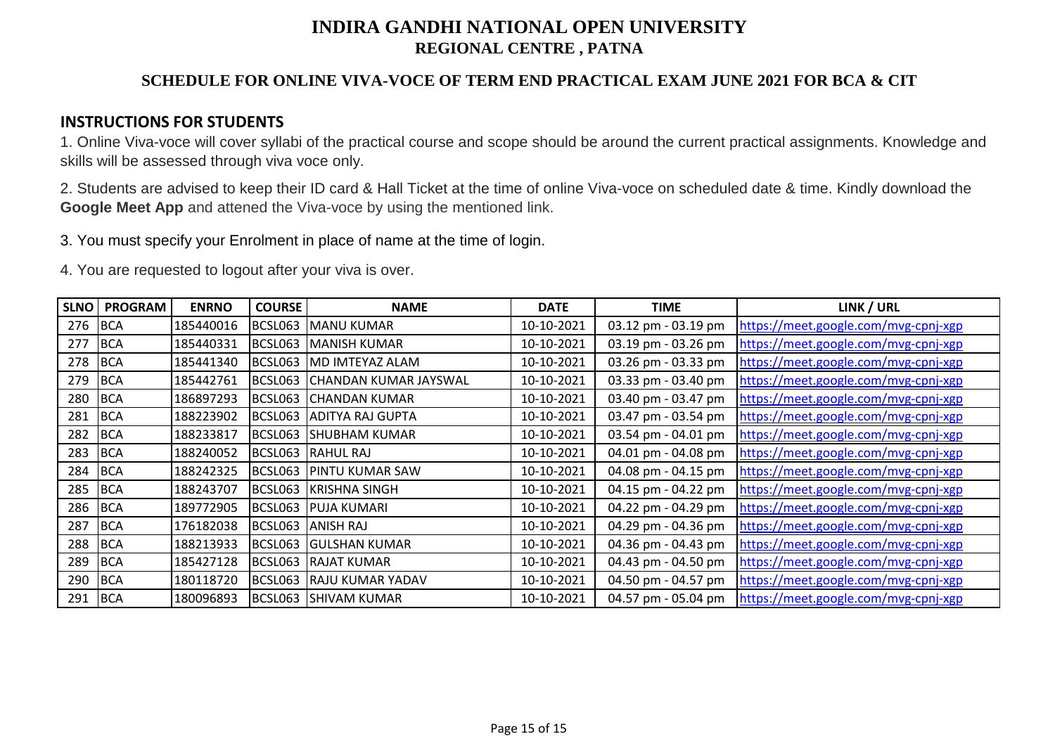# INDIRA GANDHI NATIONAL OPEN UNIVERSITY

## REGIONAL CENTRE , PATNA

### SCHEDULE FOR ONLINE VIVA-VOCE OF TERM END PRACTICAL EXAM JUNE 2021 FOR BCA & CIT

### INSTRUCTIONS FOR STUDENTS

1. Online Viva-voce will cover syllabi of the practical course and scope should be around the current practical assignments. Knowledge and skills will be assessed through viva voce only.

2. Students are advised to keep their ID card & Hall Ticket at the time of online Viva-voce on scheduled date & time. Kindly download the **Google Meet App** and attened the Viva-voce by using the mentioned link.

3. You must specify your Enrolment in place of name at the time of login.

4. You are requested to logout after your viva is over.

| SLNO | PROGRAM | ENRNO | COURSE | NAME | DATE | TIME | LINK / URL |
|---|---|---|---|---|---|---|---|
| 276 | BCA | 185440016 | BCSL063 | MANU KUMAR | 10-10-2021 | 03.12 pm - 03.19 pm | https://meet.google.com/mvg-cpnj-xgp |
| 277 | BCA | 185440331 | BCSL063 | MANISH KUMAR | 10-10-2021 | 03.19 pm - 03.26 pm | https://meet.google.com/mvg-cpnj-xgp |
| 278 | BCA | 185441340 | BCSL063 | MD IMTEYAZ ALAM | 10-10-2021 | 03.26 pm - 03.33 pm | https://meet.google.com/mvg-cpnj-xgp |
| 279 | BCA | 185442761 | BCSL063 | CHANDAN KUMAR JAYSWAL | 10-10-2021 | 03.33 pm - 03.40 pm | https://meet.google.com/mvg-cpnj-xgp |
| 280 | BCA | 186897293 | BCSL063 | CHANDAN KUMAR | 10-10-2021 | 03.40 pm - 03.47 pm | https://meet.google.com/mvg-cpnj-xgp |
| 281 | BCA | 188223902 | BCSL063 | ADITYA RAJ GUPTA | 10-10-2021 | 03.47 pm - 03.54 pm | https://meet.google.com/mvg-cpnj-xgp |
| 282 | BCA | 188233817 | BCSL063 | SHUBHAM KUMAR | 10-10-2021 | 03.54 pm - 04.01 pm | https://meet.google.com/mvg-cpnj-xgp |
| 283 | BCA | 188240052 | BCSL063 | RAHUL RAJ | 10-10-2021 | 04.01 pm - 04.08 pm | https://meet.google.com/mvg-cpnj-xgp |
| 284 | BCA | 188242325 | BCSL063 | PINTU KUMAR SAW | 10-10-2021 | 04.08 pm - 04.15 pm | https://meet.google.com/mvg-cpnj-xgp |
| 285 | BCA | 188243707 | BCSL063 | KRISHNA SINGH | 10-10-2021 | 04.15 pm - 04.22 pm | https://meet.google.com/mvg-cpnj-xgp |
| 286 | BCA | 189772905 | BCSL063 | PUJA KUMARI | 10-10-2021 | 04.22 pm - 04.29 pm | https://meet.google.com/mvg-cpnj-xgp |
| 287 | BCA | 176182038 | BCSL063 | ANISH RAJ | 10-10-2021 | 04.29 pm - 04.36 pm | https://meet.google.com/mvg-cpnj-xgp |
| 288 | BCA | 188213933 | BCSL063 | GULSHAN KUMAR | 10-10-2021 | 04.36 pm - 04.43 pm | https://meet.google.com/mvg-cpnj-xgp |
| 289 | BCA | 185427128 | BCSL063 | RAJAT KUMAR | 10-10-2021 | 04.43 pm - 04.50 pm | https://meet.google.com/mvg-cpnj-xgp |
| 290 | BCA | 180118720 | BCSL063 | RAJU KUMAR YADAV | 10-10-2021 | 04.50 pm - 04.57 pm | https://meet.google.com/mvg-cpnj-xgp |
| 291 | BCA | 180096893 | BCSL063 | SHIVAM KUMAR | 10-10-2021 | 04.57 pm - 05.04 pm | https://meet.google.com/mvg-cpnj-xgp |